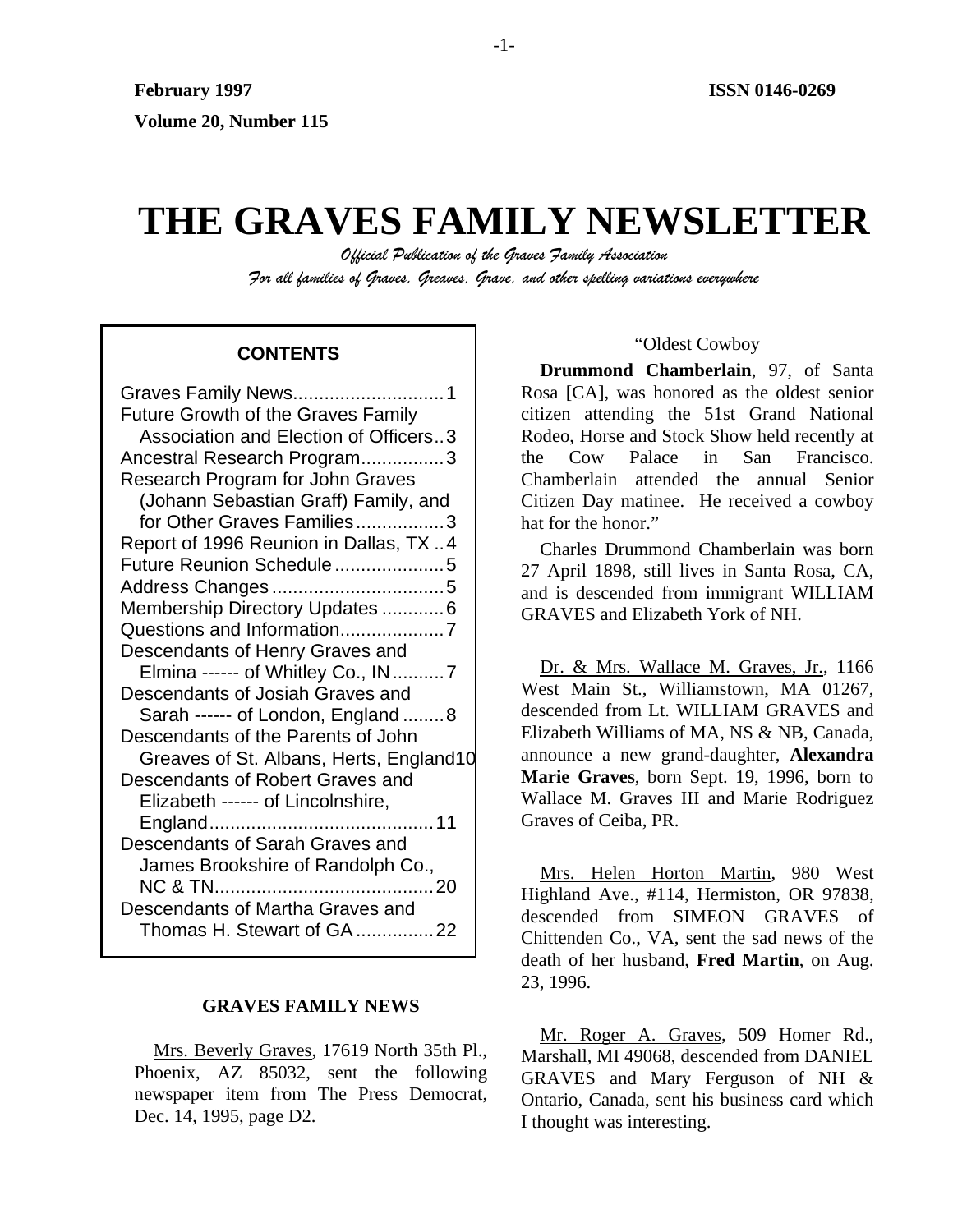February 1997 **ISSN 0146-0269**

**Volume 20, Number 115**

# THE GRAVES FAMILY NEWSLETTER

*Official Publication of the Graves Family Association*

*For all families of Graves, Greaves, Grave, and other spelling variations everywhere*

**CONTENTS**

Graves Family News....................1
Future Growth of the Graves Family Association and Election of Officers..3
Ancestral Research Program................3
Research Program for John Graves (Johann Sebastian Graff) Family, and for Other Graves Families.................3
Report of 1996 Reunion in Dallas, TX ..4
Future Reunion Schedule.....................5
Address Changes.................................5
Membership Directory Updates ............6
Questions and Information....................7
Descendants of Henry Graves and Elmina ------ of Whitley Co., IN..........7
Descendants of Josiah Graves and Sarah ------ of London, England ........8
Descendants of the Parents of John Greaves of St. Albans, Herts, England10
Descendants of Robert Graves and Elizabeth ------ of Lincolnshire, England.........................................11
Descendants of Sarah Graves and James Brookshire of Randolph Co., NC & TN.........................................20
Descendants of Martha Graves and Thomas H. Stewart of GA ...............22

## GRAVES FAMILY NEWS

Mrs. Beverly Graves, 17619 North 35th Pl., Phoenix, AZ 85032, sent the following newspaper item from The Press Democrat, Dec. 14, 1995, page D2.

"Oldest Cowboy

**Drummond Chamberlain**, 97, of Santa Rosa [CA], was honored as the oldest senior citizen attending the 51st Grand National Rodeo, Horse and Stock Show held recently at the Cow Palace in San Francisco. Chamberlain attended the annual Senior Citizen Day matinee. He received a cowboy hat for the honor."

Charles Drummond Chamberlain was born 27 April 1898, still lives in Santa Rosa, CA, and is descended from immigrant WILLIAM GRAVES and Elizabeth York of NH.

Dr. & Mrs. Wallace M. Graves, Jr., 1166 West Main St., Williamstown, MA 01267, descended from Lt. WILLIAM GRAVES and Elizabeth Williams of MA, NS & NB, Canada, announce a new grand-daughter, **Alexandra Marie Graves**, born Sept. 19, 1996, born to Wallace M. Graves III and Marie Rodriguez Graves of Ceiba, PR.

Mrs. Helen Horton Martin, 980 West Highland Ave., #114, Hermiston, OR 97838, descended from SIMEON GRAVES of Chittenden Co., VA, sent the sad news of the death of her husband, **Fred Martin**, on Aug. 23, 1996.

Mr. Roger A. Graves, 509 Homer Rd., Marshall, MI 49068, descended from DANIEL GRAVES and Mary Ferguson of NH & Ontario, Canada, sent his business card which I thought was interesting.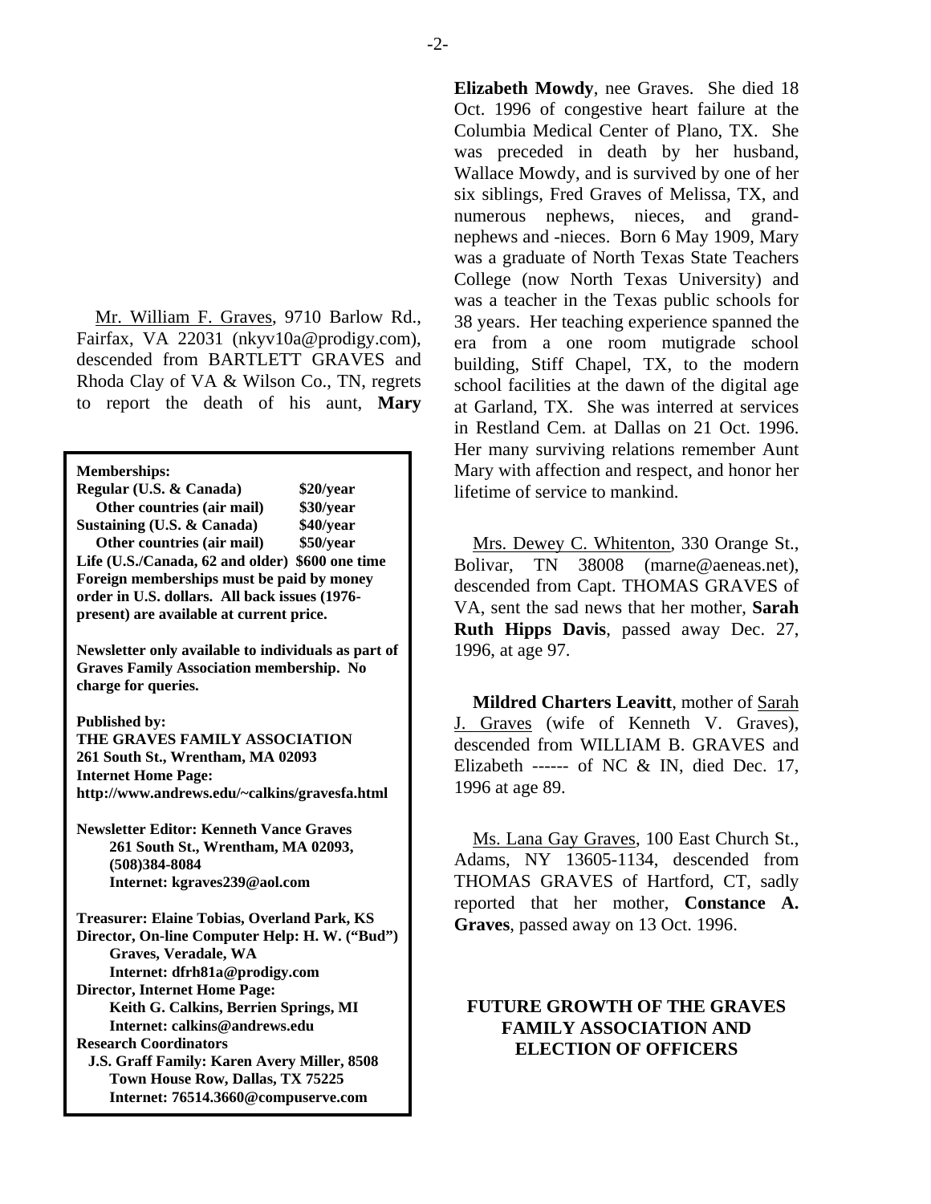Mr. William F. Graves, 9710 Barlow Rd., Fairfax, VA 22031 (nkyv10a@prodigy.com), descended from BARTLETT GRAVES and Rhoda Clay of VA & Wilson Co., TN, regrets to report the death of his aunt, **Mary Elizabeth Mowdy**, nee Graves. She died 18 Oct. 1996 of congestive heart failure at the Columbia Medical Center of Plano, TX. She was preceded in death by her husband, Wallace Mowdy, and is survived by one of her six siblings, Fred Graves of Melissa, TX, and numerous nephews, nieces, and grand-nephews and -nieces. Born 6 May 1909, Mary was a graduate of North Texas State Teachers College (now North Texas University) and was a teacher in the Texas public schools for 38 years. Her teaching experience spanned the era from a one room mutigrade school building, Stiff Chapel, TX, to the modern school facilities at the dawn of the digital age at Garland, TX. She was interred at services in Restland Cem. at Dallas on 21 Oct. 1996. Her many surviving relations remember Aunt Mary with affection and respect, and honor her lifetime of service to mankind.

**Memberships:**

| | |
|---|---|
| **Regular (U.S. & Canada)** | **$20/year** |
| **Other countries (air mail)** | **$30/year** |
| **Sustaining (U.S. & Canada)** | **$40/year** |
| **Other countries (air mail)** | **$50/year** |
| **Life (U.S./Canada, 62 and older)** | **$600 one time** |

**Foreign memberships must be paid by money order in U.S. dollars. All back issues (1976-present) are available at current price.**

**Newsletter only available to individuals as part of Graves Family Association membership. No charge for queries.**

**Published by:**
**THE GRAVES FAMILY ASSOCIATION**
**261 South St., Wrentham, MA 02093**
**Internet Home Page:**
**http://www.andrews.edu/~calkins/gravesfa.html**

**Newsletter Editor: Kenneth Vance Graves**
**261 South St., Wrentham, MA 02093,**
**(508)384-8084**
**Internet: kgraves239@aol.com**

**Treasurer: Elaine Tobias, Overland Park, KS**
**Director, On-line Computer Help: H. W. ("Bud") Graves, Veradale, WA**
**Internet: dfrh81a@prodigy.com**
**Director, Internet Home Page:**
**Keith G. Calkins, Berrien Springs, MI**
**Internet: calkins@andrews.edu**
**Research Coordinators**
**J.S. Graff Family: Karen Avery Miller, 8508 Town House Row, Dallas, TX 75225**
**Internet: 76514.3660@compuserve.com**

Mrs. Dewey C. Whitenton, 330 Orange St., Bolivar, TN 38008 (marne@aeneas.net), descended from Capt. THOMAS GRAVES of VA, sent the sad news that her mother, **Sarah Ruth Hipps Davis**, passed away Dec. 27, 1996, at age 97.

**Mildred Charters Leavitt**, mother of Sarah J. Graves (wife of Kenneth V. Graves), descended from WILLIAM B. GRAVES and Elizabeth ------ of NC & IN, died Dec. 17, 1996 at age 89.

Ms. Lana Gay Graves, 100 East Church St., Adams, NY 13605-1134, descended from THOMAS GRAVES of Hartford, CT, sadly reported that her mother, **Constance A. Graves**, passed away on 13 Oct. 1996.

## FUTURE GROWTH OF THE GRAVES FAMILY ASSOCIATION AND ELECTION OF OFFICERS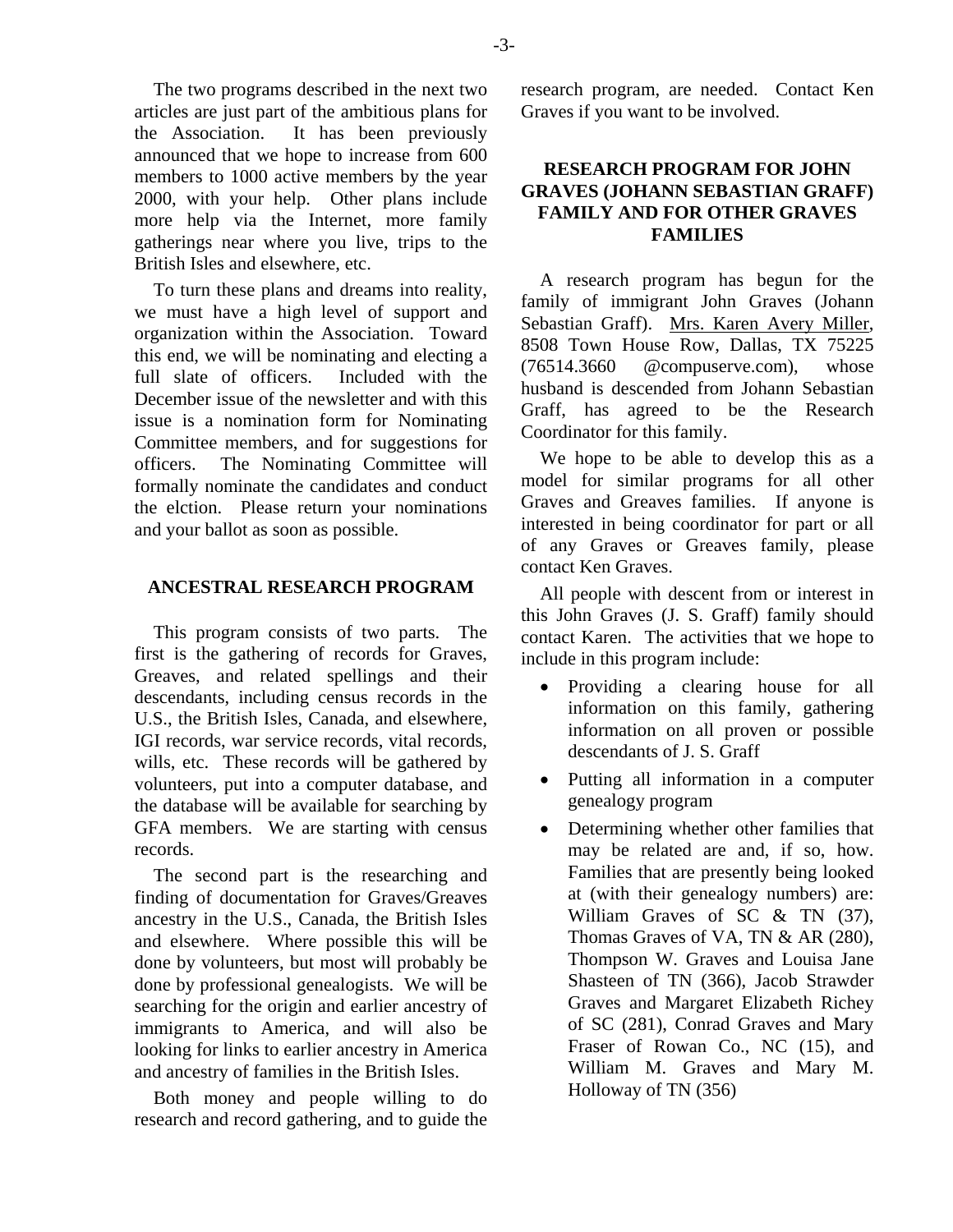The two programs described in the next two articles are just part of the ambitious plans for the Association. It has been previously announced that we hope to increase from 600 members to 1000 active members by the year 2000, with your help. Other plans include more help via the Internet, more family gatherings near where you live, trips to the British Isles and elsewhere, etc.

To turn these plans and dreams into reality, we must have a high level of support and organization within the Association. Toward this end, we will be nominating and electing a full slate of officers. Included with the December issue of the newsletter and with this issue is a nomination form for Nominating Committee members, and for suggestions for officers. The Nominating Committee will formally nominate the candidates and conduct the elction. Please return your nominations and your ballot as soon as possible.

## ANCESTRAL RESEARCH PROGRAM

This program consists of two parts. The first is the gathering of records for Graves, Greaves, and related spellings and their descendants, including census records in the U.S., the British Isles, Canada, and elsewhere, IGI records, war service records, vital records, wills, etc. These records will be gathered by volunteers, put into a computer database, and the database will be available for searching by GFA members. We are starting with census records.

The second part is the researching and finding of documentation for Graves/Greaves ancestry in the U.S., Canada, the British Isles and elsewhere. Where possible this will be done by volunteers, but most will probably be done by professional genealogists. We will be searching for the origin and earlier ancestry of immigrants to America, and will also be looking for links to earlier ancestry in America and ancestry of families in the British Isles.

Both money and people willing to do research and record gathering, and to guide the research program, are needed. Contact Ken Graves if you want to be involved.

## RESEARCH PROGRAM FOR JOHN GRAVES (JOHANN SEBASTIAN GRAFF) FAMILY AND FOR OTHER GRAVES FAMILIES

A research program has begun for the family of immigrant John Graves (Johann Sebastian Graff). Mrs. Karen Avery Miller, 8508 Town House Row, Dallas, TX 75225 (76514.3660 @compuserve.com), whose husband is descended from Johann Sebastian Graff, has agreed to be the Research Coordinator for this family.

We hope to be able to develop this as a model for similar programs for all other Graves and Greaves families. If anyone is interested in being coordinator for part or all of any Graves or Greaves family, please contact Ken Graves.

All people with descent from or interest in this John Graves (J. S. Graff) family should contact Karen. The activities that we hope to include in this program include:

- Providing a clearing house for all information on this family, gathering information on all proven or possible descendants of J. S. Graff
- Putting all information in a computer genealogy program
- Determining whether other families that may be related are and, if so, how. Families that are presently being looked at (with their genealogy numbers) are: William Graves of SC & TN (37), Thomas Graves of VA, TN & AR (280), Thompson W. Graves and Louisa Jane Shasteen of TN (366), Jacob Strawder Graves and Margaret Elizabeth Richey of SC (281), Conrad Graves and Mary Fraser of Rowan Co., NC (15), and William M. Graves and Mary M. Holloway of TN (356)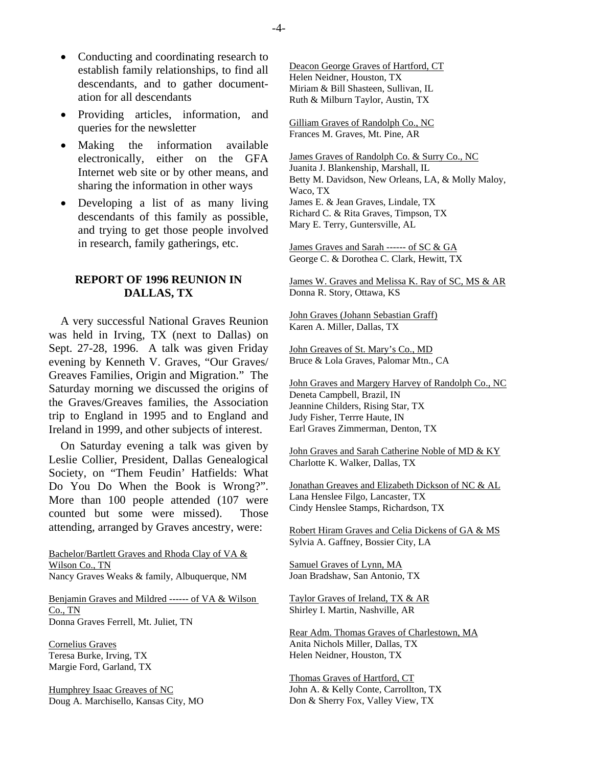- Conducting and coordinating research to establish family relationships, to find all descendants, and to gather documentation for all descendants
- Providing articles, information, and queries for the newsletter
- Making the information available electronically, either on the GFA Internet web site or by other means, and sharing the information in other ways
- Developing a list of as many living descendants of this family as possible, and trying to get those people involved in research, family gatherings, etc.

## REPORT OF 1996 REUNION IN DALLAS, TX

A very successful National Graves Reunion was held in Irving, TX (next to Dallas) on Sept. 27-28, 1996. A talk was given Friday evening by Kenneth V. Graves, "Our Graves/ Greaves Families, Origin and Migration." The Saturday morning we discussed the origins of the Graves/Greaves families, the Association trip to England in 1995 and to England and Ireland in 1999, and other subjects of interest.

On Saturday evening a talk was given by Leslie Collier, President, Dallas Genealogical Society, on "Them Feudin' Hatfields: What Do You Do When the Book is Wrong?". More than 100 people attended (107 were counted but some were missed). Those attending, arranged by Graves ancestry, were:

Bachelor/Bartlett Graves and Rhoda Clay of VA & Wilson Co., TN
Nancy Graves Weaks & family, Albuquerque, NM

Benjamin Graves and Mildred ------ of VA & Wilson Co., TN
Donna Graves Ferrell, Mt. Juliet, TN

Cornelius Graves
Teresa Burke, Irving, TX
Margie Ford, Garland, TX

Humphrey Isaac Greaves of NC
Doug A. Marchisello, Kansas City, MO

Deacon George Graves of Hartford, CT
Helen Neidner, Houston, TX
Miriam & Bill Shasteen, Sullivan, IL
Ruth & Milburn Taylor, Austin, TX

Gilliam Graves of Randolph Co., NC
Frances M. Graves, Mt. Pine, AR

James Graves of Randolph Co. & Surry Co., NC
Juanita J. Blankenship, Marshall, IL
Betty M. Davidson, New Orleans, LA, & Molly Maloy, Waco, TX
James E. & Jean Graves, Lindale, TX
Richard C. & Rita Graves, Timpson, TX
Mary E. Terry, Guntersville, AL

James Graves and Sarah ------ of SC & GA
George C. & Dorothea C. Clark, Hewitt, TX

James W. Graves and Melissa K. Ray of SC, MS & AR
Donna R. Story, Ottawa, KS

John Graves (Johann Sebastian Graff)
Karen A. Miller, Dallas, TX

John Greaves of St. Mary's Co., MD
Bruce & Lola Graves, Palomar Mtn., CA

John Graves and Margery Harvey of Randolph Co., NC
Deneta Campbell, Brazil, IN
Jeannine Childers, Rising Star, TX
Judy Fisher, Terrre Haute, IN
Earl Graves Zimmerman, Denton, TX

John Graves and Sarah Catherine Noble of MD & KY
Charlotte K. Walker, Dallas, TX

Jonathan Greaves and Elizabeth Dickson of NC & AL
Lana Henslee Filgo, Lancaster, TX
Cindy Henslee Stamps, Richardson, TX

Robert Hiram Graves and Celia Dickens of GA & MS
Sylvia A. Gaffney, Bossier City, LA

Samuel Graves of Lynn, MA
Joan Bradshaw, San Antonio, TX

Taylor Graves of Ireland, TX & AR
Shirley I. Martin, Nashville, AR

Rear Adm. Thomas Graves of Charlestown, MA
Anita Nichols Miller, Dallas, TX
Helen Neidner, Houston, TX

Thomas Graves of Hartford, CT
John A. & Kelly Conte, Carrollton, TX
Don & Sherry Fox, Valley View, TX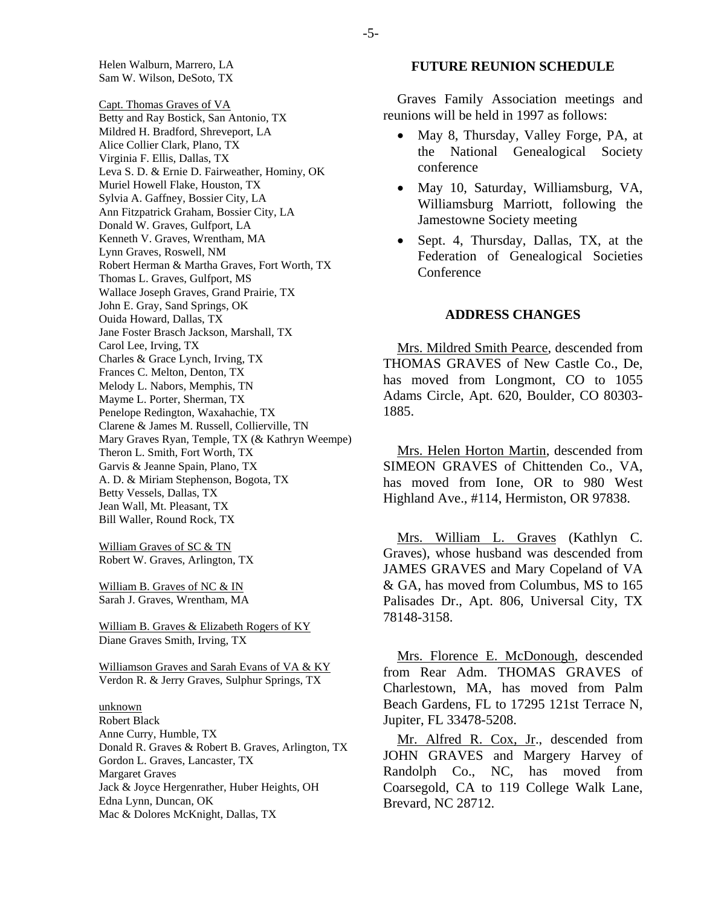Helen Walburn, Marrero, LA
Sam W. Wilson, DeSoto, TX

Capt. Thomas Graves of VA
Betty and Ray Bostick, San Antonio, TX
Mildred H. Bradford, Shreveport, LA
Alice Collier Clark, Plano, TX
Virginia F. Ellis, Dallas, TX
Leva S. D. & Ernie D. Fairweather, Hominy, OK
Muriel Howell Flake, Houston, TX
Sylvia A. Gaffney, Bossier City, LA
Ann Fitzpatrick Graham, Bossier City, LA
Donald W. Graves, Gulfport, LA
Kenneth V. Graves, Wrentham, MA
Lynn Graves, Roswell, NM
Robert Herman & Martha Graves, Fort Worth, TX
Thomas L. Graves, Gulfport, MS
Wallace Joseph Graves, Grand Prairie, TX
John E. Gray, Sand Springs, OK
Ouida Howard, Dallas, TX
Jane Foster Brasch Jackson, Marshall, TX
Carol Lee, Irving, TX
Charles & Grace Lynch, Irving, TX
Frances C. Melton, Denton, TX
Melody L. Nabors, Memphis, TN
Mayme L. Porter, Sherman, TX
Penelope Redington, Waxahachie, TX
Clarene & James M. Russell, Collierville, TN
Mary Graves Ryan, Temple, TX (& Kathryn Weempe)
Theron L. Smith, Fort Worth, TX
Garvis & Jeanne Spain, Plano, TX
A. D. & Miriam Stephenson, Bogota, TX
Betty Vessels, Dallas, TX
Jean Wall, Mt. Pleasant, TX
Bill Waller, Round Rock, TX

William Graves of SC & TN
Robert W. Graves, Arlington, TX

William B. Graves of NC & IN
Sarah J. Graves, Wrentham, MA

William B. Graves & Elizabeth Rogers of KY
Diane Graves Smith, Irving, TX

Williamson Graves and Sarah Evans of VA & KY
Verdon R. & Jerry Graves, Sulphur Springs, TX

unknown
Robert Black
Anne Curry, Humble, TX
Donald R. Graves & Robert B. Graves, Arlington, TX
Gordon L. Graves, Lancaster, TX
Margaret Graves
Jack & Joyce Hergenrather, Huber Heights, OH
Edna Lynn, Duncan, OK
Mac & Dolores McKnight, Dallas, TX

## FUTURE REUNION SCHEDULE

Graves Family Association meetings and reunions will be held in 1997 as follows:

- May 8, Thursday, Valley Forge, PA, at the National Genealogical Society conference
- May 10, Saturday, Williamsburg, VA, Williamsburg Marriott, following the Jamestowne Society meeting
- Sept. 4, Thursday, Dallas, TX, at the Federation of Genealogical Societies Conference

## ADDRESS CHANGES

Mrs. Mildred Smith Pearce, descended from THOMAS GRAVES of New Castle Co., De, has moved from Longmont, CO to 1055 Adams Circle, Apt. 620, Boulder, CO 80303-1885.

Mrs. Helen Horton Martin, descended from SIMEON GRAVES of Chittenden Co., VA, has moved from Ione, OR to 980 West Highland Ave., #114, Hermiston, OR 97838.

Mrs. William L. Graves (Kathlyn C. Graves), whose husband was descended from JAMES GRAVES and Mary Copeland of VA & GA, has moved from Columbus, MS to 165 Palisades Dr., Apt. 806, Universal City, TX 78148-3158.

Mrs. Florence E. McDonough, descended from Rear Adm. THOMAS GRAVES of Charlestown, MA, has moved from Palm Beach Gardens, FL to 17295 121st Terrace N, Jupiter, FL 33478-5208.

Mr. Alfred R. Cox, Jr., descended from JOHN GRAVES and Margery Harvey of Randolph Co., NC, has moved from Coarsegold, CA to 119 College Walk Lane, Brevard, NC 28712.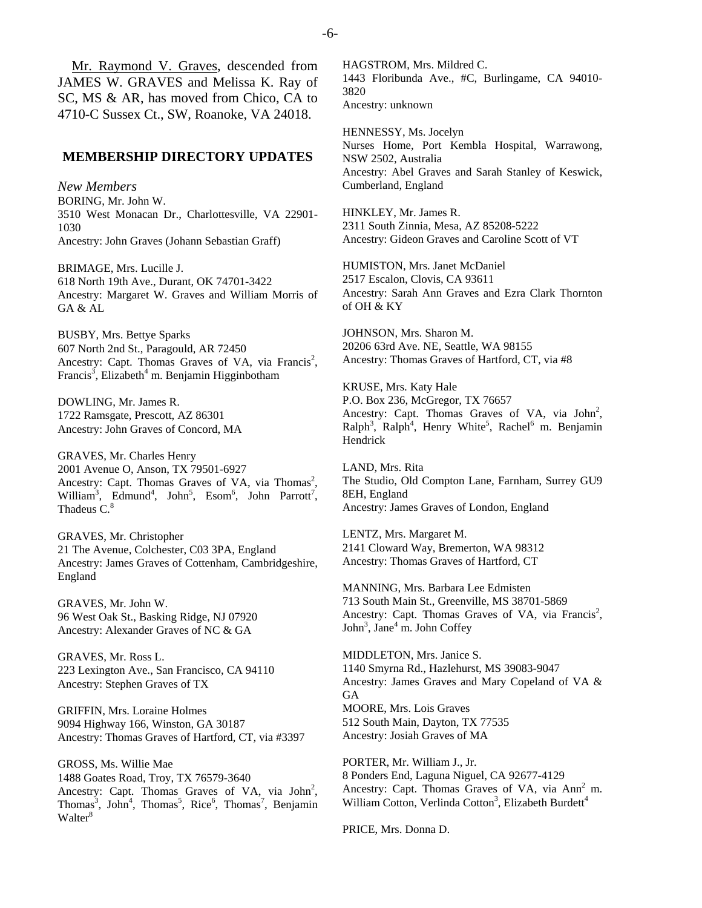Mr. Raymond V. Graves, descended from JAMES W. GRAVES and Melissa K. Ray of SC, MS & AR, has moved from Chico, CA to 4710-C Sussex Ct., SW, Roanoke, VA 24018.

## MEMBERSHIP DIRECTORY UPDATES

*New Members*

BORING, Mr. John W.
3510 West Monacan Dr., Charlottesville, VA 22901-1030
Ancestry: John Graves (Johann Sebastian Graff)

BRIMAGE, Mrs. Lucille J.
618 North 19th Ave., Durant, OK 74701-3422
Ancestry: Margaret W. Graves and William Morris of GA & AL

BUSBY, Mrs. Bettye Sparks
607 North 2nd St., Paragould, AR 72450
Ancestry: Capt. Thomas Graves of VA, via Francis[2], Francis[3], Elizabeth[4] m. Benjamin Higginbotham

DOWLING, Mr. James R.
1722 Ramsgate, Prescott, AZ 86301
Ancestry: John Graves of Concord, MA

GRAVES, Mr. Charles Henry
2001 Avenue O, Anson, TX 79501-6927
Ancestry: Capt. Thomas Graves of VA, via Thomas[2], William[3], Edmund[4], John[5], Esom[6], John Parrott[7], Thadeus C.[8]

GRAVES, Mr. Christopher
21 The Avenue, Colchester, C03 3PA, England
Ancestry: James Graves of Cottenham, Cambridgeshire, England

GRAVES, Mr. John W.
96 West Oak St., Basking Ridge, NJ 07920
Ancestry: Alexander Graves of NC & GA

GRAVES, Mr. Ross L.
223 Lexington Ave., San Francisco, CA 94110
Ancestry: Stephen Graves of TX

GRIFFIN, Mrs. Loraine Holmes
9094 Highway 166, Winston, GA 30187
Ancestry: Thomas Graves of Hartford, CT, via #3397

GROSS, Ms. Willie Mae
1488 Goates Road, Troy, TX 76579-3640
Ancestry: Capt. Thomas Graves of VA, via John[2], Thomas[3], John[4], Thomas[5], Rice[6], Thomas[7], Benjamin Walter[8]

HAGSTROM, Mrs. Mildred C.
1443 Floribunda Ave., #C, Burlingame, CA 94010-3820
Ancestry: unknown

HENNESSY, Ms. Jocelyn
Nurses Home, Port Kembla Hospital, Warrawong, NSW 2502, Australia
Ancestry: Abel Graves and Sarah Stanley of Keswick, Cumberland, England

HINKLEY, Mr. James R.
2311 South Zinnia, Mesa, AZ 85208-5222
Ancestry: Gideon Graves and Caroline Scott of VT

HUMISTON, Mrs. Janet McDaniel
2517 Escalon, Clovis, CA 93611
Ancestry: Sarah Ann Graves and Ezra Clark Thornton of OH & KY

JOHNSON, Mrs. Sharon M.
20206 63rd Ave. NE, Seattle, WA 98155
Ancestry: Thomas Graves of Hartford, CT, via #8

KRUSE, Mrs. Katy Hale
P.O. Box 236, McGregor, TX 76657
Ancestry: Capt. Thomas Graves of VA, via John[2], Ralph[3], Ralph[4], Henry White[5], Rachel[6] m. Benjamin Hendrick

LAND, Mrs. Rita
The Studio, Old Compton Lane, Farnham, Surrey GU9 8EH, England
Ancestry: James Graves of London, England

LENTZ, Mrs. Margaret M.
2141 Cloward Way, Bremerton, WA 98312
Ancestry: Thomas Graves of Hartford, CT

MANNING, Mrs. Barbara Lee Edmisten
713 South Main St., Greenville, MS 38701-5869
Ancestry: Capt. Thomas Graves of VA, via Francis[2], John[3], Jane[4] m. John Coffey

MIDDLETON, Mrs. Janice S.
1140 Smyrna Rd., Hazlehurst, MS 39083-9047
Ancestry: James Graves and Mary Copeland of VA & GA

MOORE, Mrs. Lois Graves
512 South Main, Dayton, TX 77535
Ancestry: Josiah Graves of MA

PORTER, Mr. William J., Jr.
8 Ponders End, Laguna Niguel, CA 92677-4129
Ancestry: Capt. Thomas Graves of VA, via Ann[2] m. William Cotton, Verlinda Cotton[3], Elizabeth Burdett[4]

PRICE, Mrs. Donna D.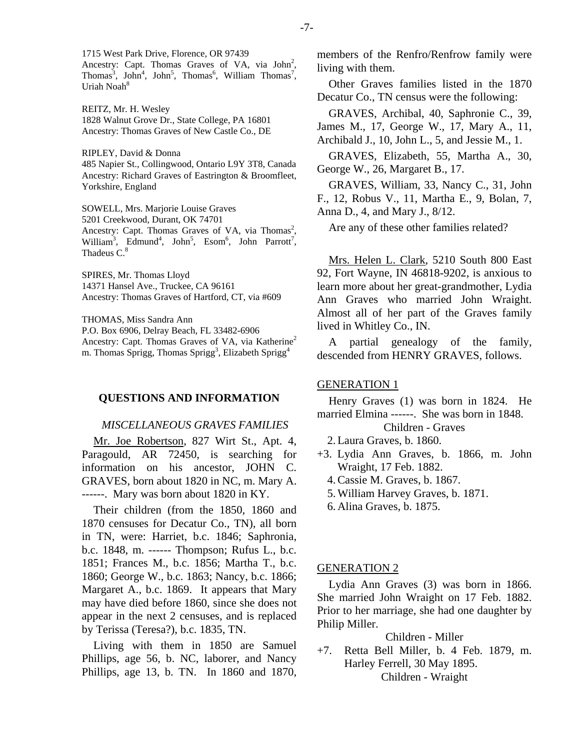1715 West Park Drive, Florence, OR 97439
Ancestry: Capt. Thomas Graves of VA, via John[2], Thomas[3], John[4], John[5], Thomas[6], William Thomas[7], Uriah Noah[8]

REITZ, Mr. H. Wesley
1828 Walnut Grove Dr., State College, PA 16801
Ancestry: Thomas Graves of New Castle Co., DE

RIPLEY, David & Donna
485 Napier St., Collingwood, Ontario L9Y 3T8, Canada
Ancestry: Richard Graves of Eastrington & Broomfleet, Yorkshire, England

SOWELL, Mrs. Marjorie Louise Graves
5201 Creekwood, Durant, OK 74701
Ancestry: Capt. Thomas Graves of VA, via Thomas[2], William[3], Edmund[4], John[5], Esom[6], John Parrott[7], Thadeus C.[8]

SPIRES, Mr. Thomas Lloyd
14371 Hansel Ave., Truckee, CA 96161
Ancestry: Thomas Graves of Hartford, CT, via #609

THOMAS, Miss Sandra Ann
P.O. Box 6906, Delray Beach, FL 33482-6906
Ancestry: Capt. Thomas Graves of VA, via Katherine[2] m. Thomas Sprigg, Thomas Sprigg[3], Elizabeth Sprigg[4]

## QUESTIONS AND INFORMATION

### *MISCELLANEOUS GRAVES FAMILIES*

Mr. Joe Robertson, 827 Wirt St., Apt. 4, Paragould, AR 72450, is searching for information on his ancestor, JOHN C. GRAVES, born about 1820 in NC, m. Mary A. ------. Mary was born about 1820 in KY.

Their children (from the 1850, 1860 and 1870 censuses for Decatur Co., TN), all born in TN, were: Harriet, b.c. 1846; Saphronia, b.c. 1848, m. ------ Thompson; Rufus L., b.c. 1851; Frances M., b.c. 1856; Martha T., b.c. 1860; George W., b.c. 1863; Nancy, b.c. 1866; Margaret A., b.c. 1869. It appears that Mary may have died before 1860, since she does not appear in the next 2 censuses, and is replaced by Terissa (Teresa?), b.c. 1835, TN.

Living with them in 1850 are Samuel Phillips, age 56, b. NC, laborer, and Nancy Phillips, age 13, b. TN. In 1860 and 1870, members of the Renfro/Renfrow family were living with them.

Other Graves families listed in the 1870 Decatur Co., TN census were the following:

GRAVES, Archibal, 40, Saphronie C., 39, James M., 17, George W., 17, Mary A., 11, Archibald J., 10, John L., 5, and Jessie M., 1.

GRAVES, Elizabeth, 55, Martha A., 30, George W., 26, Margaret B., 17.

GRAVES, William, 33, Nancy C., 31, John F., 12, Robus V., 11, Martha E., 9, Bolan, 7, Anna D., 4, and Mary J., 8/12.

Are any of these other families related?

Mrs. Helen L. Clark, 5210 South 800 East 92, Fort Wayne, IN 46818-9202, is anxious to learn more about her great-grandmother, Lydia Ann Graves who married John Wraight. Almost all of her part of the Graves family lived in Whitley Co., IN.

A partial genealogy of the family, descended from HENRY GRAVES, follows.

GENERATION 1

Henry Graves (1) was born in 1824. He married Elmina ------. She was born in 1848.

Children - Graves

2. Laura Graves, b. 1860.
+3. Lydia Ann Graves, b. 1866, m. John Wraight, 17 Feb. 1882.
4. Cassie M. Graves, b. 1867.
5. William Harvey Graves, b. 1871.
6. Alina Graves, b. 1875.

GENERATION 2

Lydia Ann Graves (3) was born in 1866. She married John Wraight on 17 Feb. 1882. Prior to her marriage, she had one daughter by Philip Miller.

Children - Miller

+7. Retta Bell Miller, b. 4 Feb. 1879, m. Harley Ferrell, 30 May 1895.

Children - Wraight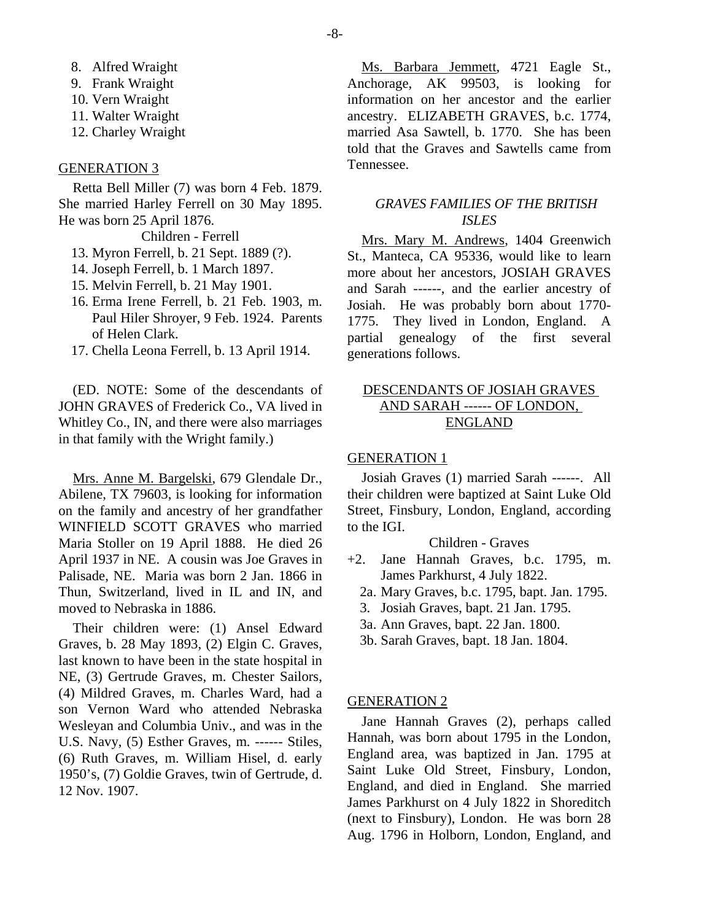8. Alfred Wraight
9. Frank Wraight
10. Vern Wraight
11. Walter Wraight
12. Charley Wraight

GENERATION 3

Retta Bell Miller (7) was born 4 Feb. 1879. She married Harley Ferrell on 30 May 1895. He was born 25 April 1876.

Children - Ferrell

13. Myron Ferrell, b. 21 Sept. 1889 (?).
14. Joseph Ferrell, b. 1 March 1897.
15. Melvin Ferrell, b. 21 May 1901.
16. Erma Irene Ferrell, b. 21 Feb. 1903, m. Paul Hiler Shroyer, 9 Feb. 1924. Parents of Helen Clark.
17. Chella Leona Ferrell, b. 13 April 1914.

(ED. NOTE: Some of the descendants of JOHN GRAVES of Frederick Co., VA lived in Whitley Co., IN, and there were also marriages in that family with the Wright family.)

Mrs. Anne M. Bargelski, 679 Glendale Dr., Abilene, TX 79603, is looking for information on the family and ancestry of her grandfather WINFIELD SCOTT GRAVES who married Maria Stoller on 19 April 1888. He died 26 April 1937 in NE. A cousin was Joe Graves in Palisade, NE. Maria was born 2 Jan. 1866 in Thun, Switzerland, lived in IL and IN, and moved to Nebraska in 1886.

Their children were: (1) Ansel Edward Graves, b. 28 May 1893, (2) Elgin C. Graves, last known to have been in the state hospital in NE, (3) Gertrude Graves, m. Chester Sailors, (4) Mildred Graves, m. Charles Ward, had a son Vernon Ward who attended Nebraska Wesleyan and Columbia Univ., and was in the U.S. Navy, (5) Esther Graves, m. ------ Stiles, (6) Ruth Graves, m. William Hisel, d. early 1950's, (7) Goldie Graves, twin of Gertrude, d. 12 Nov. 1907.

Ms. Barbara Jemmett, 4721 Eagle St., Anchorage, AK 99503, is looking for information on her ancestor and the earlier ancestry. ELIZABETH GRAVES, b.c. 1774, married Asa Sawtell, b. 1770. She has been told that the Graves and Sawtells came from Tennessee.

*GRAVES FAMILIES OF THE BRITISH ISLES*

Mrs. Mary M. Andrews, 1404 Greenwich St., Manteca, CA 95336, would like to learn more about her ancestors, JOSIAH GRAVES and Sarah ------, and the earlier ancestry of Josiah. He was probably born about 1770-1775. They lived in London, England. A partial genealogy of the first several generations follows.

DESCENDANTS OF JOSIAH GRAVES AND SARAH ------ OF LONDON, ENGLAND

GENERATION 1

Josiah Graves (1) married Sarah ------. All their children were baptized at Saint Luke Old Street, Finsbury, London, England, according to the IGI.

Children - Graves

+2. Jane Hannah Graves, b.c. 1795, m. James Parkhurst, 4 July 1822.
2a. Mary Graves, b.c. 1795, bapt. Jan. 1795.
3. Josiah Graves, bapt. 21 Jan. 1795.
3a. Ann Graves, bapt. 22 Jan. 1800.
3b. Sarah Graves, bapt. 18 Jan. 1804.

GENERATION 2

Jane Hannah Graves (2), perhaps called Hannah, was born about 1795 in the London, England area, was baptized in Jan. 1795 at Saint Luke Old Street, Finsbury, London, England, and died in England. She married James Parkhurst on 4 July 1822 in Shoreditch (next to Finsbury), London. He was born 28 Aug. 1796 in Holborn, London, England, and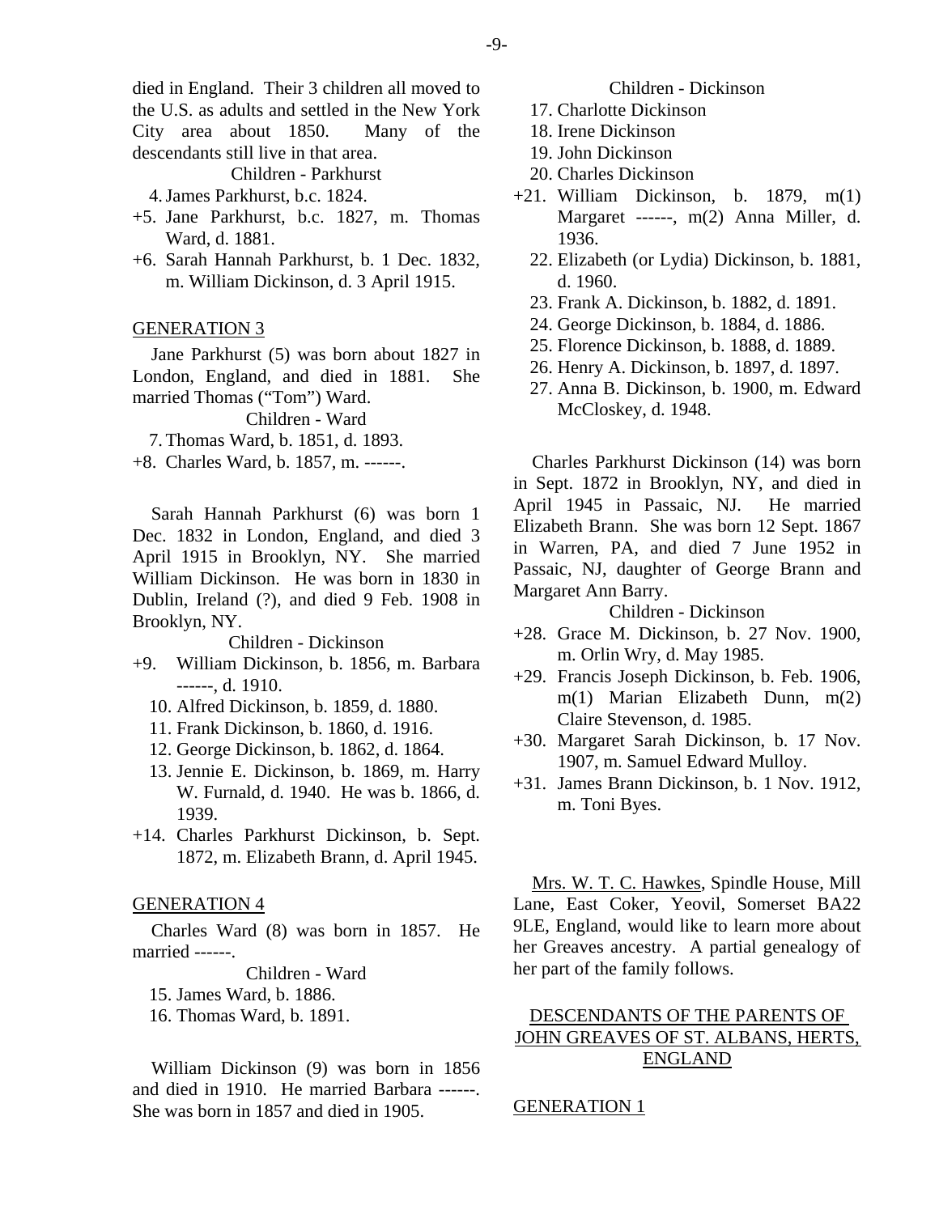died in England. Their 3 children all moved to the U.S. as adults and settled in the New York City area about 1850. Many of the descendants still live in that area.

Children - Parkhurst

4. James Parkhurst, b.c. 1824.
+5. Jane Parkhurst, b.c. 1827, m. Thomas Ward, d. 1881.
+6. Sarah Hannah Parkhurst, b. 1 Dec. 1832, m. William Dickinson, d. 3 April 1915.

GENERATION 3

Jane Parkhurst (5) was born about 1827 in London, England, and died in 1881. She married Thomas ("Tom") Ward.

Children - Ward

7. Thomas Ward, b. 1851, d. 1893.
+8. Charles Ward, b. 1857, m. ------.

Sarah Hannah Parkhurst (6) was born 1 Dec. 1832 in London, England, and died 3 April 1915 in Brooklyn, NY. She married William Dickinson. He was born in 1830 in Dublin, Ireland (?), and died 9 Feb. 1908 in Brooklyn, NY.

Children - Dickinson

+9. William Dickinson, b. 1856, m. Barbara ------, d. 1910.
10. Alfred Dickinson, b. 1859, d. 1880.
11. Frank Dickinson, b. 1860, d. 1916.
12. George Dickinson, b. 1862, d. 1864.
13. Jennie E. Dickinson, b. 1869, m. Harry W. Furnald, d. 1940. He was b. 1866, d. 1939.
+14. Charles Parkhurst Dickinson, b. Sept. 1872, m. Elizabeth Brann, d. April 1945.

GENERATION 4

Charles Ward (8) was born in 1857. He married ------.

Children - Ward

15. James Ward, b. 1886.
16. Thomas Ward, b. 1891.

William Dickinson (9) was born in 1856 and died in 1910. He married Barbara ------. She was born in 1857 and died in 1905.

Children - Dickinson

17. Charlotte Dickinson
18. Irene Dickinson
19. John Dickinson
20. Charles Dickinson
+21. William Dickinson, b. 1879, m(1) Margaret ------, m(2) Anna Miller, d. 1936.
22. Elizabeth (or Lydia) Dickinson, b. 1881, d. 1960.
23. Frank A. Dickinson, b. 1882, d. 1891.
24. George Dickinson, b. 1884, d. 1886.
25. Florence Dickinson, b. 1888, d. 1889.
26. Henry A. Dickinson, b. 1897, d. 1897.
27. Anna B. Dickinson, b. 1900, m. Edward McCloskey, d. 1948.

Charles Parkhurst Dickinson (14) was born in Sept. 1872 in Brooklyn, NY, and died in April 1945 in Passaic, NJ. He married Elizabeth Brann. She was born 12 Sept. 1867 in Warren, PA, and died 7 June 1952 in Passaic, NJ, daughter of George Brann and Margaret Ann Barry.

Children - Dickinson

+28. Grace M. Dickinson, b. 27 Nov. 1900, m. Orlin Wry, d. May 1985.
+29. Francis Joseph Dickinson, b. Feb. 1906, m(1) Marian Elizabeth Dunn, m(2) Claire Stevenson, d. 1985.
+30. Margaret Sarah Dickinson, b. 17 Nov. 1907, m. Samuel Edward Mulloy.
+31. James Brann Dickinson, b. 1 Nov. 1912, m. Toni Byes.

Mrs. W. T. C. Hawkes, Spindle House, Mill Lane, East Coker, Yeovil, Somerset BA22 9LE, England, would like to learn more about her Greaves ancestry. A partial genealogy of her part of the family follows.

## DESCENDANTS OF THE PARENTS OF JOHN GREAVES OF ST. ALBANS, HERTS, ENGLAND

GENERATION 1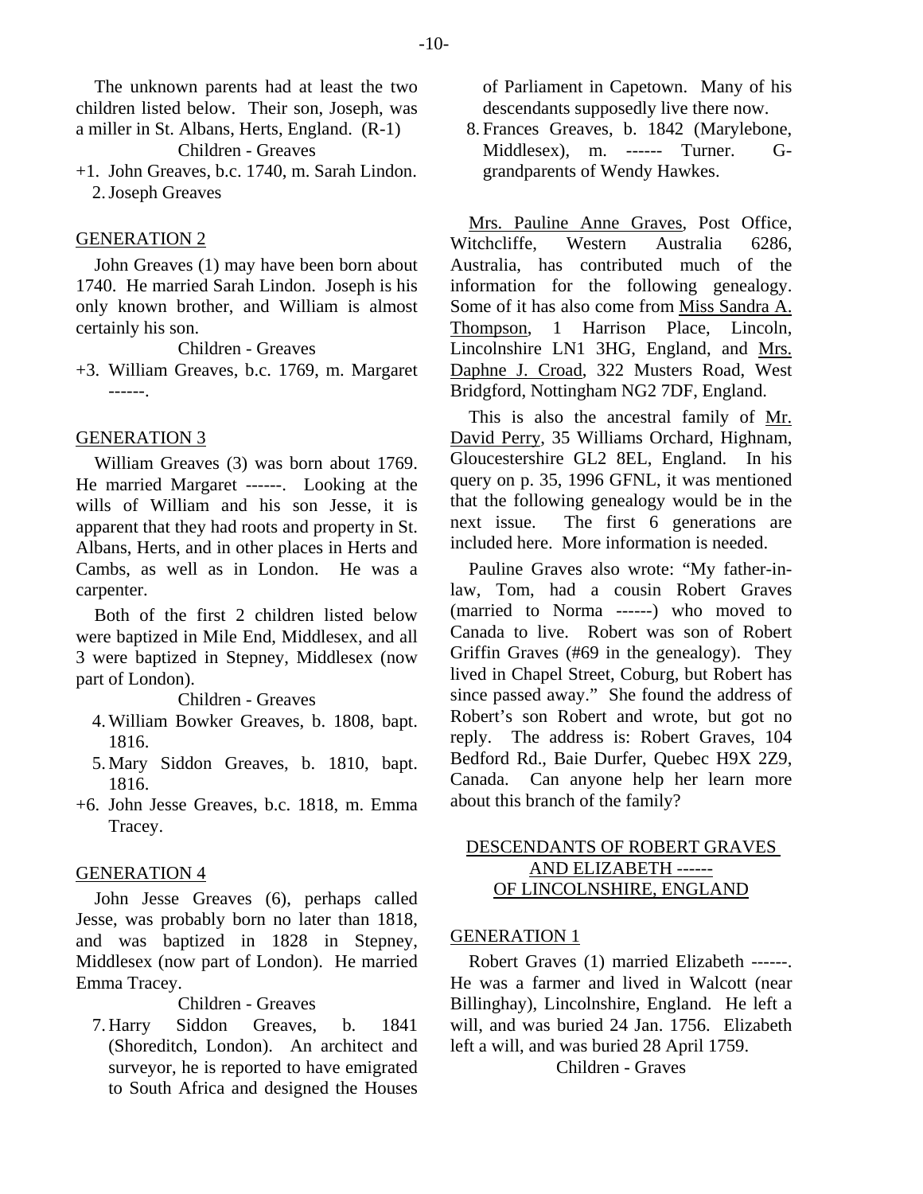The unknown parents had at least the two children listed below. Their son, Joseph, was a miller in St. Albans, Herts, England. (R-1)

Children - Greaves

+1. John Greaves, b.c. 1740, m. Sarah Lindon.
2. Joseph Greaves

## GENERATION 2

John Greaves (1) may have been born about 1740. He married Sarah Lindon. Joseph is his only known brother, and William is almost certainly his son.

Children - Greaves

+3. William Greaves, b.c. 1769, m. Margaret ------.

## GENERATION 3

William Greaves (3) was born about 1769. He married Margaret ------. Looking at the wills of William and his son Jesse, it is apparent that they had roots and property in St. Albans, Herts, and in other places in Herts and Cambs, as well as in London. He was a carpenter.

Both of the first 2 children listed below were baptized in Mile End, Middlesex, and all 3 were baptized in Stepney, Middlesex (now part of London).

Children - Greaves

4. William Bowker Greaves, b. 1808, bapt. 1816.
5. Mary Siddon Greaves, b. 1810, bapt. 1816.

+6. John Jesse Greaves, b.c. 1818, m. Emma Tracey.

## GENERATION 4

John Jesse Greaves (6), perhaps called Jesse, was probably born no later than 1818, and was baptized in 1828 in Stepney, Middlesex (now part of London). He married Emma Tracey.

Children - Greaves

7. Harry Siddon Greaves, b. 1841 (Shoreditch, London). An architect and surveyor, he is reported to have emigrated to South Africa and designed the Houses of Parliament in Capetown. Many of his descendants supposedly live there now.
8. Frances Greaves, b. 1842 (Marylebone, Middlesex), m. ------ Turner. G-grandparents of Wendy Hawkes.

Mrs. Pauline Anne Graves, Post Office, Witchcliffe, Western Australia 6286, Australia, has contributed much of the information for the following genealogy. Some of it has also come from Miss Sandra A. Thompson, 1 Harrison Place, Lincoln, Lincolnshire LN1 3HG, England, and Mrs. Daphne J. Croad, 322 Musters Road, West Bridgford, Nottingham NG2 7DF, England.

This is also the ancestral family of Mr. David Perry, 35 Williams Orchard, Highnam, Gloucestershire GL2 8EL, England. In his query on p. 35, 1996 GFNL, it was mentioned that the following genealogy would be in the next issue. The first 6 generations are included here. More information is needed.

Pauline Graves also wrote: "My father-in-law, Tom, had a cousin Robert Graves (married to Norma ------) who moved to Canada to live. Robert was son of Robert Griffin Graves (#69 in the genealogy). They lived in Chapel Street, Coburg, but Robert has since passed away." She found the address of Robert's son Robert and wrote, but got no reply. The address is: Robert Graves, 104 Bedford Rd., Baie Durfer, Quebec H9X 2Z9, Canada. Can anyone help her learn more about this branch of the family?

# DESCENDANTS OF ROBERT GRAVES AND ELIZABETH ------ OF LINCOLNSHIRE, ENGLAND

## GENERATION 1

Robert Graves (1) married Elizabeth ------. He was a farmer and lived in Walcott (near Billinghay), Lincolnshire, England. He left a will, and was buried 24 Jan. 1756. Elizabeth left a will, and was buried 28 April 1759.

Children - Graves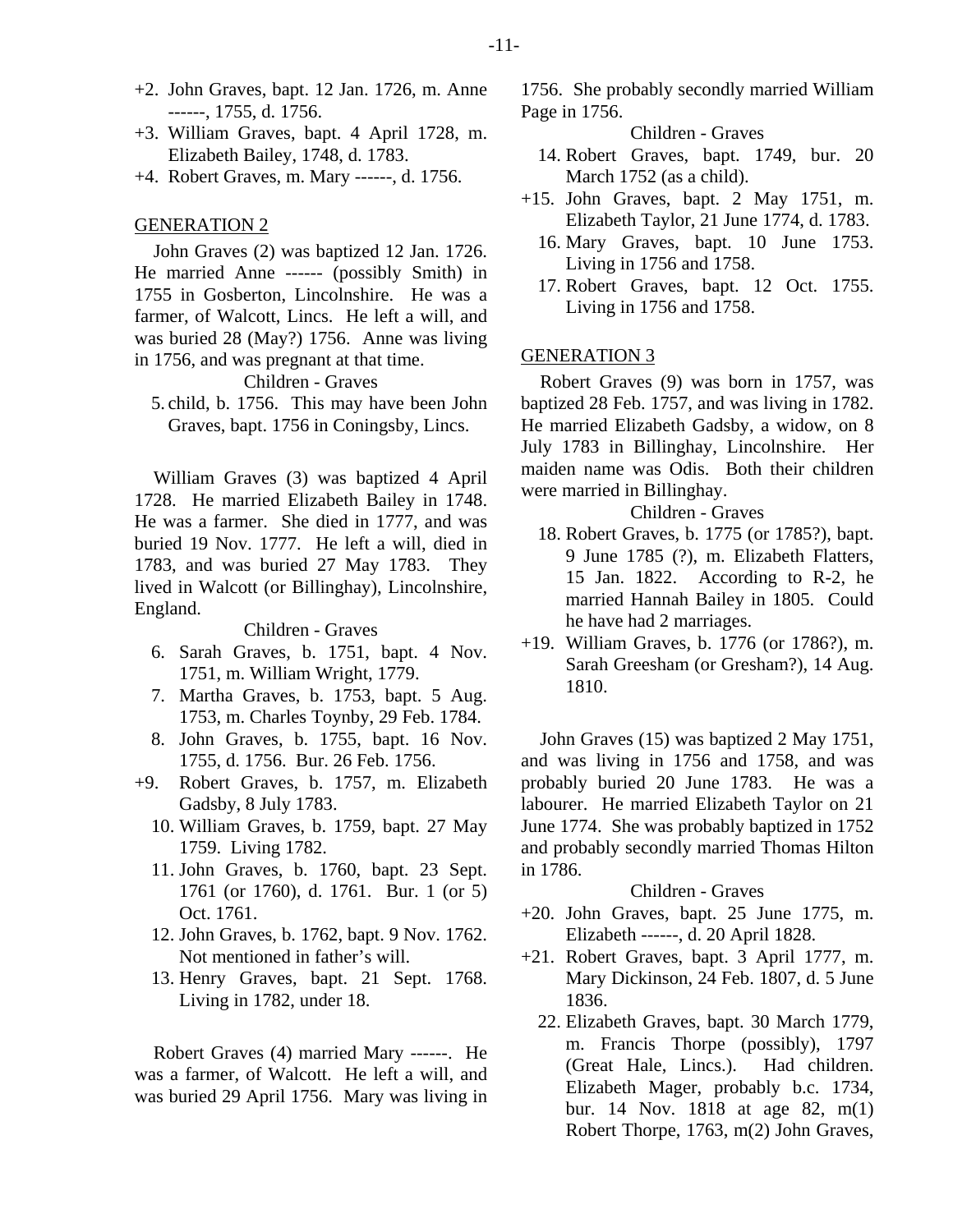+2. John Graves, bapt. 12 Jan. 1726, m. Anne ------, 1755, d. 1756.
+3. William Graves, bapt. 4 April 1728, m. Elizabeth Bailey, 1748, d. 1783.
+4. Robert Graves, m. Mary ------, d. 1756.

## GENERATION 2

John Graves (2) was baptized 12 Jan. 1726. He married Anne ------ (possibly Smith) in 1755 in Gosberton, Lincolnshire. He was a farmer, of Walcott, Lincs. He left a will, and was buried 28 (May?) 1756. Anne was living in 1756, and was pregnant at that time.

Children - Graves

5. child, b. 1756. This may have been John Graves, bapt. 1756 in Coningsby, Lincs.

William Graves (3) was baptized 4 April 1728. He married Elizabeth Bailey in 1748. He was a farmer. She died in 1777, and was buried 19 Nov. 1777. He left a will, died in 1783, and was buried 27 May 1783. They lived in Walcott (or Billinghay), Lincolnshire, England.

Children - Graves

6. Sarah Graves, b. 1751, bapt. 4 Nov. 1751, m. William Wright, 1779.
7. Martha Graves, b. 1753, bapt. 5 Aug. 1753, m. Charles Toynby, 29 Feb. 1784.
8. John Graves, b. 1755, bapt. 16 Nov. 1755, d. 1756. Bur. 26 Feb. 1756.
+9. Robert Graves, b. 1757, m. Elizabeth Gadsby, 8 July 1783.
10. William Graves, b. 1759, bapt. 27 May 1759. Living 1782.
11. John Graves, b. 1760, bapt. 23 Sept. 1761 (or 1760), d. 1761. Bur. 1 (or 5) Oct. 1761.
12. John Graves, b. 1762, bapt. 9 Nov. 1762. Not mentioned in father's will.
13. Henry Graves, bapt. 21 Sept. 1768. Living in 1782, under 18.

Robert Graves (4) married Mary ------. He was a farmer, of Walcott. He left a will, and was buried 29 April 1756. Mary was living in 1756. She probably secondly married William Page in 1756.

Children - Graves

14. Robert Graves, bapt. 1749, bur. 20 March 1752 (as a child).
+15. John Graves, bapt. 2 May 1751, m. Elizabeth Taylor, 21 June 1774, d. 1783.
16. Mary Graves, bapt. 10 June 1753. Living in 1756 and 1758.
17. Robert Graves, bapt. 12 Oct. 1755. Living in 1756 and 1758.

## GENERATION 3

Robert Graves (9) was born in 1757, was baptized 28 Feb. 1757, and was living in 1782. He married Elizabeth Gadsby, a widow, on 8 July 1783 in Billinghay, Lincolnshire. Her maiden name was Odis. Both their children were married in Billinghay.

Children - Graves

18. Robert Graves, b. 1775 (or 1785?), bapt. 9 June 1785 (?), m. Elizabeth Flatters, 15 Jan. 1822. According to R-2, he married Hannah Bailey in 1805. Could he have had 2 marriages.
+19. William Graves, b. 1776 (or 1786?), m. Sarah Greesham (or Gresham?), 14 Aug. 1810.

John Graves (15) was baptized 2 May 1751, and was living in 1756 and 1758, and was probably buried 20 June 1783. He was a labourer. He married Elizabeth Taylor on 21 June 1774. She was probably baptized in 1752 and probably secondly married Thomas Hilton in 1786.

Children - Graves

+20. John Graves, bapt. 25 June 1775, m. Elizabeth ------, d. 20 April 1828.
+21. Robert Graves, bapt. 3 April 1777, m. Mary Dickinson, 24 Feb. 1807, d. 5 June 1836.
22. Elizabeth Graves, bapt. 30 March 1779, m. Francis Thorpe (possibly), 1797 (Great Hale, Lincs.). Had children. Elizabeth Mager, probably b.c. 1734, bur. 14 Nov. 1818 at age 82, m(1) Robert Thorpe, 1763, m(2) John Graves,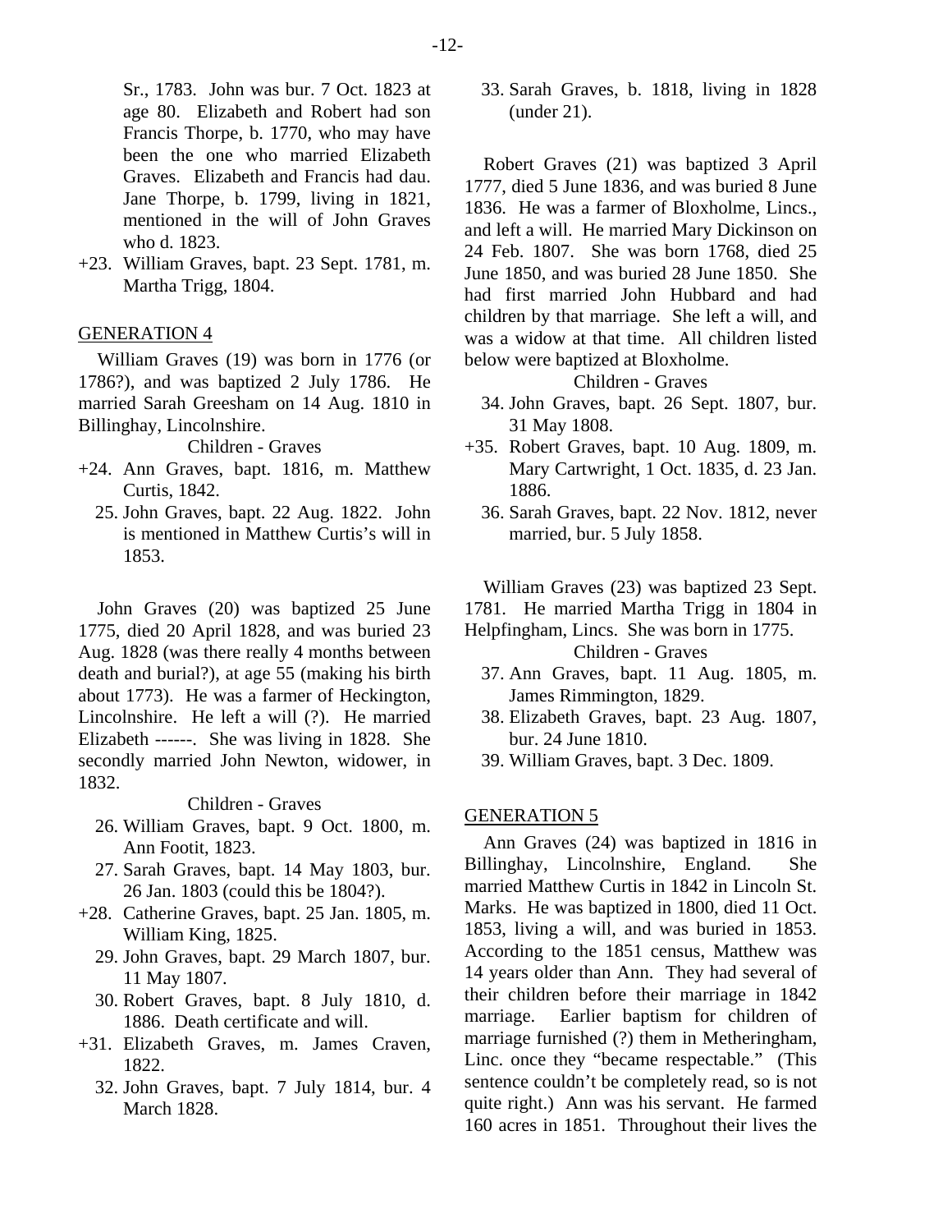Sr., 1783. John was bur. 7 Oct. 1823 at age 80. Elizabeth and Robert had son Francis Thorpe, b. 1770, who may have been the one who married Elizabeth Graves. Elizabeth and Francis had dau. Jane Thorpe, b. 1799, living in 1821, mentioned in the will of John Graves who d. 1823.

+23. William Graves, bapt. 23 Sept. 1781, m. Martha Trigg, 1804.

## GENERATION 4

William Graves (19) was born in 1776 (or 1786?), and was baptized 2 July 1786. He married Sarah Greesham on 14 Aug. 1810 in Billinghay, Lincolnshire.

Children - Graves

+24. Ann Graves, bapt. 1816, m. Matthew Curtis, 1842.

25. John Graves, bapt. 22 Aug. 1822. John is mentioned in Matthew Curtis's will in 1853.

John Graves (20) was baptized 25 June 1775, died 20 April 1828, and was buried 23 Aug. 1828 (was there really 4 months between death and burial?), at age 55 (making his birth about 1773). He was a farmer of Heckington, Lincolnshire. He left a will (?). He married Elizabeth ------. She was living in 1828. She secondly married John Newton, widower, in 1832.

Children - Graves

26. William Graves, bapt. 9 Oct. 1800, m. Ann Footit, 1823.

27. Sarah Graves, bapt. 14 May 1803, bur. 26 Jan. 1803 (could this be 1804?).

+28. Catherine Graves, bapt. 25 Jan. 1805, m. William King, 1825.

29. John Graves, bapt. 29 March 1807, bur. 11 May 1807.

30. Robert Graves, bapt. 8 July 1810, d. 1886. Death certificate and will.

+31. Elizabeth Graves, m. James Craven, 1822.

32. John Graves, bapt. 7 July 1814, bur. 4 March 1828.

33. Sarah Graves, b. 1818, living in 1828 (under 21).

Robert Graves (21) was baptized 3 April 1777, died 5 June 1836, and was buried 8 June 1836. He was a farmer of Bloxholme, Lincs., and left a will. He married Mary Dickinson on 24 Feb. 1807. She was born 1768, died 25 June 1850, and was buried 28 June 1850. She had first married John Hubbard and had children by that marriage. She left a will, and was a widow at that time. All children listed below were baptized at Bloxholme.

Children - Graves

34. John Graves, bapt. 26 Sept. 1807, bur. 31 May 1808.

+35. Robert Graves, bapt. 10 Aug. 1809, m. Mary Cartwright, 1 Oct. 1835, d. 23 Jan. 1886.

36. Sarah Graves, bapt. 22 Nov. 1812, never married, bur. 5 July 1858.

William Graves (23) was baptized 23 Sept. 1781. He married Martha Trigg in 1804 in Helpfingham, Lincs. She was born in 1775.

Children - Graves

37. Ann Graves, bapt. 11 Aug. 1805, m. James Rimmington, 1829.

38. Elizabeth Graves, bapt. 23 Aug. 1807, bur. 24 June 1810.

39. William Graves, bapt. 3 Dec. 1809.

## GENERATION 5

Ann Graves (24) was baptized in 1816 in Billinghay, Lincolnshire, England. She married Matthew Curtis in 1842 in Lincoln St. Marks. He was baptized in 1800, died 11 Oct. 1853, living a will, and was buried in 1853. According to the 1851 census, Matthew was 14 years older than Ann. They had several of their children before their marriage in 1842 marriage. Earlier baptism for children of marriage furnished (?) them in Metheringham, Linc. once they "became respectable." (This sentence couldn't be completely read, so is not quite right.) Ann was his servant. He farmed 160 acres in 1851. Throughout their lives the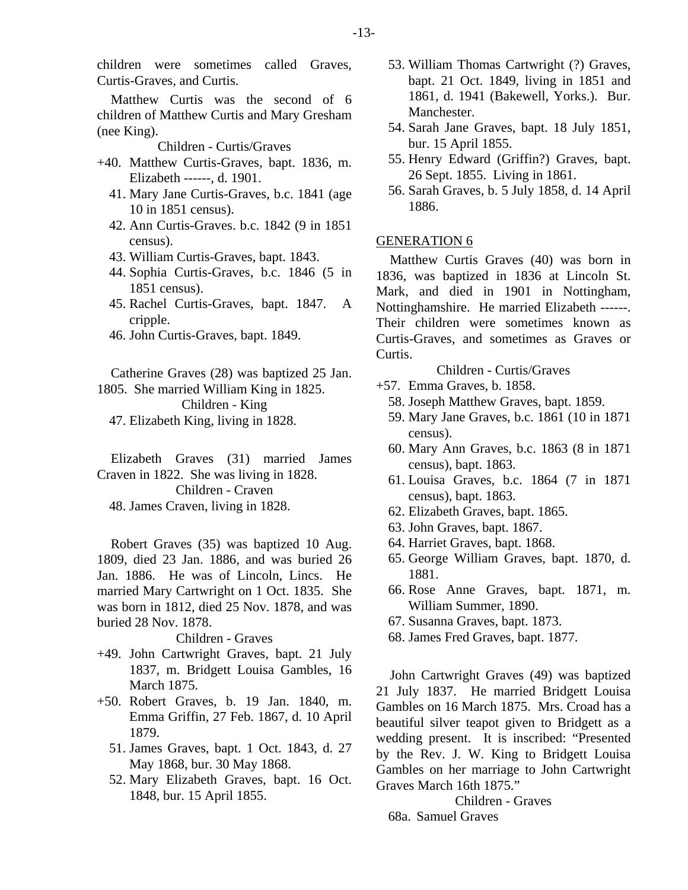children were sometimes called Graves, Curtis-Graves, and Curtis.

Matthew Curtis was the second of 6 children of Matthew Curtis and Mary Gresham (nee King).

Children - Curtis/Graves

+40. Matthew Curtis-Graves, bapt. 1836, m. Elizabeth ------, d. 1901.
41. Mary Jane Curtis-Graves, b.c. 1841 (age 10 in 1851 census).
42. Ann Curtis-Graves. b.c. 1842 (9 in 1851 census).
43. William Curtis-Graves, bapt. 1843.
44. Sophia Curtis-Graves, b.c. 1846 (5 in 1851 census).
45. Rachel Curtis-Graves, bapt. 1847. A cripple.
46. John Curtis-Graves, bapt. 1849.

Catherine Graves (28) was baptized 25 Jan. 1805. She married William King in 1825.

Children - King

47. Elizabeth King, living in 1828.

Elizabeth Graves (31) married James Craven in 1822. She was living in 1828.

Children - Craven

48. James Craven, living in 1828.

Robert Graves (35) was baptized 10 Aug. 1809, died 23 Jan. 1886, and was buried 26 Jan. 1886. He was of Lincoln, Lincs. He married Mary Cartwright on 1 Oct. 1835. She was born in 1812, died 25 Nov. 1878, and was buried 28 Nov. 1878.

Children - Graves

+49. John Cartwright Graves, bapt. 21 July 1837, m. Bridgett Louisa Gambles, 16 March 1875.
+50. Robert Graves, b. 19 Jan. 1840, m. Emma Griffin, 27 Feb. 1867, d. 10 April 1879.
51. James Graves, bapt. 1 Oct. 1843, d. 27 May 1868, bur. 30 May 1868.
52. Mary Elizabeth Graves, bapt. 16 Oct. 1848, bur. 15 April 1855.
53. William Thomas Cartwright (?) Graves, bapt. 21 Oct. 1849, living in 1851 and 1861, d. 1941 (Bakewell, Yorks.). Bur. Manchester.
54. Sarah Jane Graves, bapt. 18 July 1851, bur. 15 April 1855.
55. Henry Edward (Griffin?) Graves, bapt. 26 Sept. 1855. Living in 1861.
56. Sarah Graves, b. 5 July 1858, d. 14 April 1886.

## GENERATION 6

Matthew Curtis Graves (40) was born in 1836, was baptized in 1836 at Lincoln St. Mark, and died in 1901 in Nottingham, Nottinghamshire. He married Elizabeth ------. Their children were sometimes known as Curtis-Graves, and sometimes as Graves or Curtis.

Children - Curtis/Graves

+57. Emma Graves, b. 1858.
58. Joseph Matthew Graves, bapt. 1859.
59. Mary Jane Graves, b.c. 1861 (10 in 1871 census).
60. Mary Ann Graves, b.c. 1863 (8 in 1871 census), bapt. 1863.
61. Louisa Graves, b.c. 1864 (7 in 1871 census), bapt. 1863.
62. Elizabeth Graves, bapt. 1865.
63. John Graves, bapt. 1867.
64. Harriet Graves, bapt. 1868.
65. George William Graves, bapt. 1870, d. 1881.
66. Rose Anne Graves, bapt. 1871, m. William Summer, 1890.
67. Susanna Graves, bapt. 1873.
68. James Fred Graves, bapt. 1877.

John Cartwright Graves (49) was baptized 21 July 1837. He married Bridgett Louisa Gambles on 16 March 1875. Mrs. Croad has a beautiful silver teapot given to Bridgett as a wedding present. It is inscribed: "Presented by the Rev. J. W. King to Bridgett Louisa Gambles on her marriage to John Cartwright Graves March 16th 1875."

Children - Graves

68a. Samuel Graves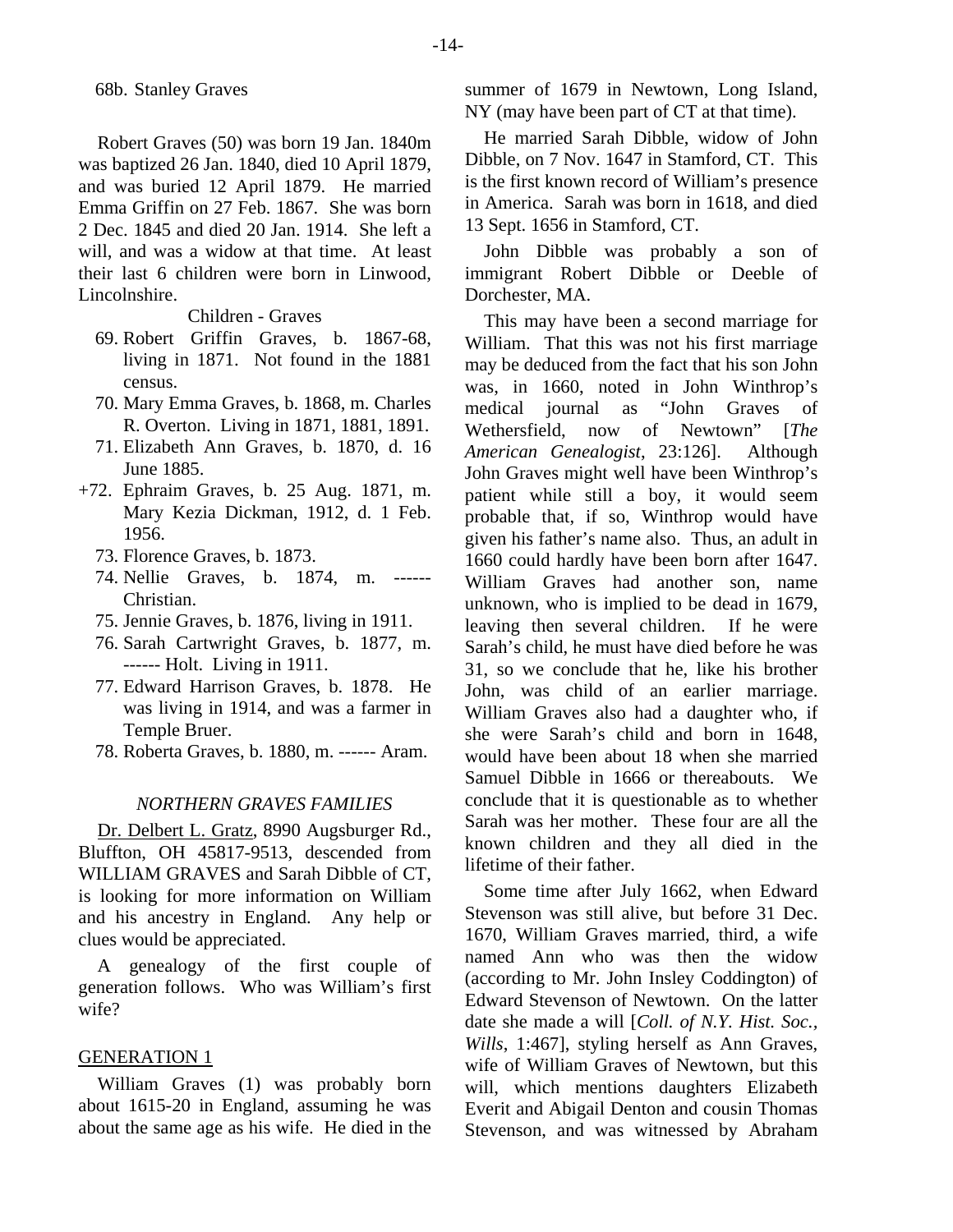68b. Stanley Graves

Robert Graves (50) was born 19 Jan. 1840m was baptized 26 Jan. 1840, died 10 April 1879, and was buried 12 April 1879. He married Emma Griffin on 27 Feb. 1867. She was born 2 Dec. 1845 and died 20 Jan. 1914. She left a will, and was a widow at that time. At least their last 6 children were born in Linwood, Lincolnshire.

Children - Graves

69. Robert Griffin Graves, b. 1867-68, living in 1871. Not found in the 1881 census.
70. Mary Emma Graves, b. 1868, m. Charles R. Overton. Living in 1871, 1881, 1891.
71. Elizabeth Ann Graves, b. 1870, d. 16 June 1885.
+72. Ephraim Graves, b. 25 Aug. 1871, m. Mary Kezia Dickman, 1912, d. 1 Feb. 1956.
73. Florence Graves, b. 1873.
74. Nellie Graves, b. 1874, m. ------ Christian.
75. Jennie Graves, b. 1876, living in 1911.
76. Sarah Cartwright Graves, b. 1877, m. ------ Holt. Living in 1911.
77. Edward Harrison Graves, b. 1878. He was living in 1914, and was a farmer in Temple Bruer.
78. Roberta Graves, b. 1880, m. ------ Aram.

## *NORTHERN GRAVES FAMILIES*

Dr. Delbert L. Gratz, 8990 Augsburger Rd., Bluffton, OH 45817-9513, descended from WILLIAM GRAVES and Sarah Dibble of CT, is looking for more information on William and his ancestry in England. Any help or clues would be appreciated.

A genealogy of the first couple of generation follows. Who was William's first wife?

### GENERATION 1

William Graves (1) was probably born about 1615-20 in England, assuming he was about the same age as his wife. He died in the summer of 1679 in Newtown, Long Island, NY (may have been part of CT at that time).

He married Sarah Dibble, widow of John Dibble, on 7 Nov. 1647 in Stamford, CT. This is the first known record of William's presence in America. Sarah was born in 1618, and died 13 Sept. 1656 in Stamford, CT.

John Dibble was probably a son of immigrant Robert Dibble or Deeble of Dorchester, MA.

This may have been a second marriage for William. That this was not his first marriage may be deduced from the fact that his son John was, in 1660, noted in John Winthrop's medical journal as "John Graves of Wethersfield, now of Newtown" [*The American Genealogist*, 23:126]. Although John Graves might well have been Winthrop's patient while still a boy, it would seem probable that, if so, Winthrop would have given his father's name also. Thus, an adult in 1660 could hardly have been born after 1647. William Graves had another son, name unknown, who is implied to be dead in 1679, leaving then several children. If he were Sarah's child, he must have died before he was 31, so we conclude that he, like his brother John, was child of an earlier marriage. William Graves also had a daughter who, if she were Sarah's child and born in 1648, would have been about 18 when she married Samuel Dibble in 1666 or thereabouts. We conclude that it is questionable as to whether Sarah was her mother. These four are all the known children and they all died in the lifetime of their father.

Some time after July 1662, when Edward Stevenson was still alive, but before 31 Dec. 1670, William Graves married, third, a wife named Ann who was then the widow (according to Mr. John Insley Coddington) of Edward Stevenson of Newtown. On the latter date she made a will [*Coll. of N.Y. Hist. Soc., Wills*, 1:467], styling herself as Ann Graves, wife of William Graves of Newtown, but this will, which mentions daughters Elizabeth Everit and Abigail Denton and cousin Thomas Stevenson, and was witnessed by Abraham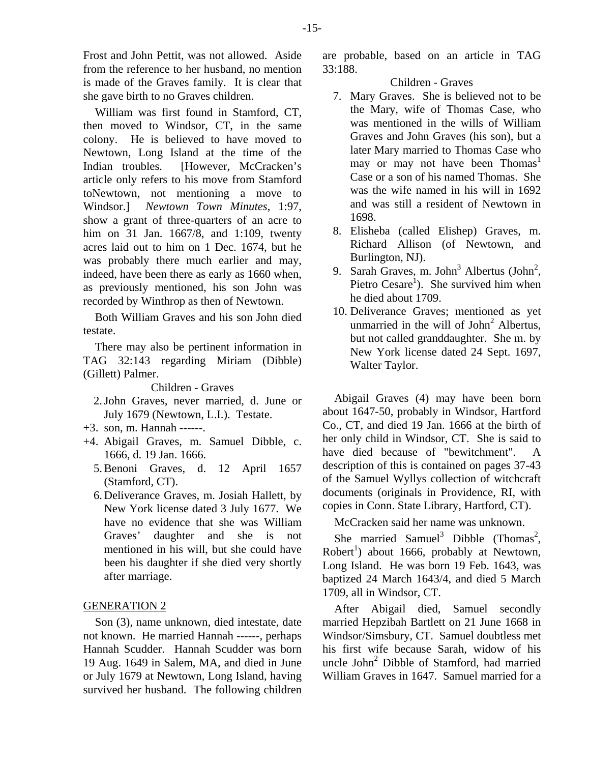Frost and John Pettit, was not allowed. Aside from the reference to her husband, no mention is made of the Graves family. It is clear that she gave birth to no Graves children.

William was first found in Stamford, CT, then moved to Windsor, CT, in the same colony. He is believed to have moved to Newtown, Long Island at the time of the Indian troubles. [However, McCracken's article only refers to his move from Stamford toNewtown, not mentioning a move to Windsor.] *Newtown Town Minutes*, 1:97, show a grant of three-quarters of an acre to him on 31 Jan. 1667/8, and 1:109, twenty acres laid out to him on 1 Dec. 1674, but he was probably there much earlier and may, indeed, have been there as early as 1660 when, as previously mentioned, his son John was recorded by Winthrop as then of Newtown.

Both William Graves and his son John died testate.

There may also be pertinent information in TAG 32:143 regarding Miriam (Dibble) (Gillett) Palmer.

Children - Graves

2. John Graves, never married, d. June or July 1679 (Newtown, L.I.). Testate.
+3. son, m. Hannah ------.
+4. Abigail Graves, m. Samuel Dibble, c. 1666, d. 19 Jan. 1666.
5. Benoni Graves, d. 12 April 1657 (Stamford, CT).
6. Deliverance Graves, m. Josiah Hallett, by New York license dated 3 July 1677. We have no evidence that she was William Graves' daughter and she is not mentioned in his will, but she could have been his daughter if she died very shortly after marriage.

GENERATION 2

Son (3), name unknown, died intestate, date not known. He married Hannah ------, perhaps Hannah Scudder. Hannah Scudder was born 19 Aug. 1649 in Salem, MA, and died in June or July 1679 at Newtown, Long Island, having survived her husband. The following children are probable, based on an article in TAG 33:188.

Children - Graves

7. Mary Graves. She is believed not to be the Mary, wife of Thomas Case, who was mentioned in the wills of William Graves and John Graves (his son), but a later Mary married to Thomas Case who may or may not have been Thomas[1] Case or a son of his named Thomas. She was the wife named in his will in 1692 and was still a resident of Newtown in 1698.
8. Elisheba (called Elishep) Graves, m. Richard Allison (of Newtown, and Burlington, NJ).
9. Sarah Graves, m. John[3] Albertus (John[2], Pietro Cesare[1]). She survived him when he died about 1709.
10. Deliverance Graves; mentioned as yet unmarried in the will of John[2] Albertus, but not called granddaughter. She m. by New York license dated 24 Sept. 1697, Walter Taylor.

Abigail Graves (4) may have been born about 1647-50, probably in Windsor, Hartford Co., CT, and died 19 Jan. 1666 at the birth of her only child in Windsor, CT. She is said to have died because of "bewitchment". A description of this is contained on pages 37-43 of the Samuel Wyllys collection of witchcraft documents (originals in Providence, RI, with copies in Conn. State Library, Hartford, CT).

McCracken said her name was unknown.

She married Samuel[3] Dibble (Thomas[2], Robert[1]) about 1666, probably at Newtown, Long Island. He was born 19 Feb. 1643, was baptized 24 March 1643/4, and died 5 March 1709, all in Windsor, CT.

After Abigail died, Samuel secondly married Hepzibah Bartlett on 21 June 1668 in Windsor/Simsbury, CT. Samuel doubtless met his first wife because Sarah, widow of his uncle John[2] Dibble of Stamford, had married William Graves in 1647. Samuel married for a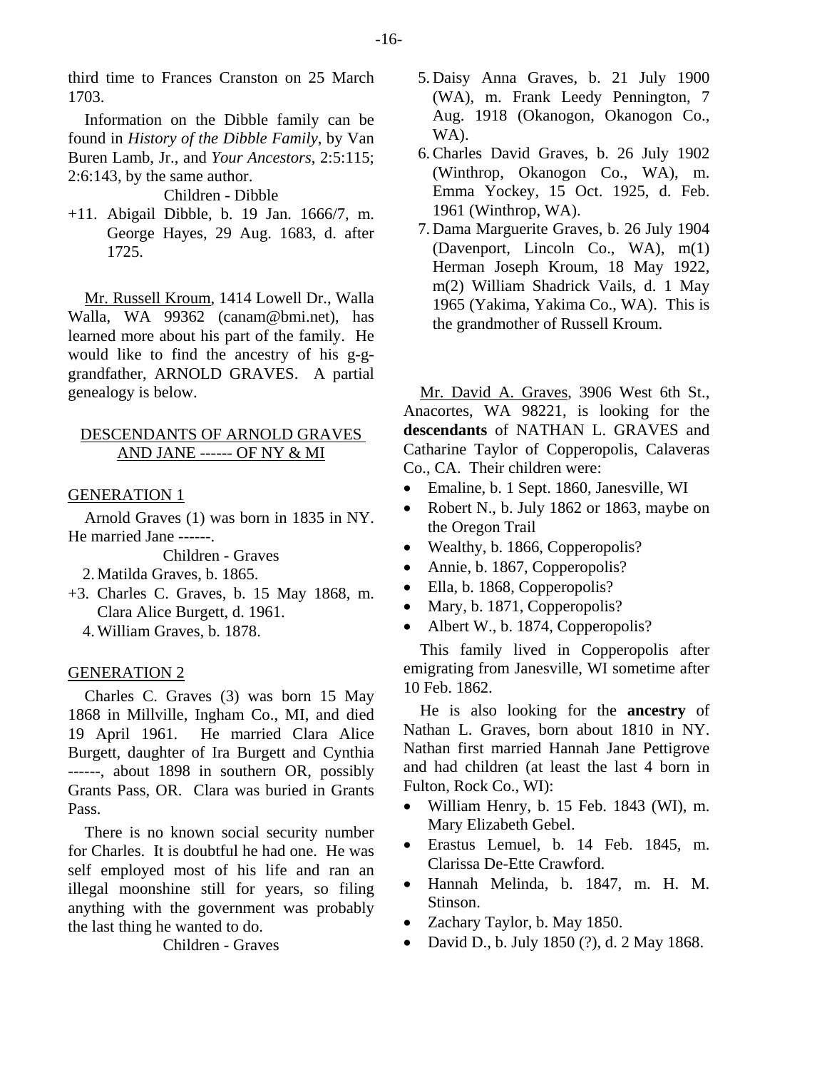third time to Frances Cranston on 25 March 1703.

Information on the Dibble family can be found in *History of the Dibble Family*, by Van Buren Lamb, Jr., and *Your Ancestors*, 2:5:115; 2:6:143, by the same author.

Children - Dibble

+11. Abigail Dibble, b. 19 Jan. 1666/7, m. George Hayes, 29 Aug. 1683, d. after 1725.

Mr. Russell Kroum, 1414 Lowell Dr., Walla Walla, WA 99362 (canam@bmi.net), has learned more about his part of the family. He would like to find the ancestry of his g-g-grandfather, ARNOLD GRAVES. A partial genealogy is below.

## DESCENDANTS OF ARNOLD GRAVES AND JANE ------ OF NY & MI

### GENERATION 1

Arnold Graves (1) was born in 1835 in NY. He married Jane ------.

Children - Graves

2. Matilda Graves, b. 1865.

+3. Charles C. Graves, b. 15 May 1868, m. Clara Alice Burgett, d. 1961.

4. William Graves, b. 1878.

### GENERATION 2

Charles C. Graves (3) was born 15 May 1868 in Millville, Ingham Co., MI, and died 19 April 1961. He married Clara Alice Burgett, daughter of Ira Burgett and Cynthia ------, about 1898 in southern OR, possibly Grants Pass, OR. Clara was buried in Grants Pass.

There is no known social security number for Charles. It is doubtful he had one. He was self employed most of his life and ran an illegal moonshine still for years, so filing anything with the government was probably the last thing he wanted to do.

Children - Graves

5. Daisy Anna Graves, b. 21 July 1900 (WA), m. Frank Leedy Pennington, 7 Aug. 1918 (Okanogon, Okanogon Co., WA).
6. Charles David Graves, b. 26 July 1902 (Winthrop, Okanogon Co., WA), m. Emma Yockey, 15 Oct. 1925, d. Feb. 1961 (Winthrop, WA).
7. Dama Marguerite Graves, b. 26 July 1904 (Davenport, Lincoln Co., WA), m(1) Herman Joseph Kroum, 18 May 1922, m(2) William Shadrick Vails, d. 1 May 1965 (Yakima, Yakima Co., WA). This is the grandmother of Russell Kroum.

Mr. David A. Graves, 3906 West 6th St., Anacortes, WA 98221, is looking for the **descendants** of NATHAN L. GRAVES and Catharine Taylor of Copperopolis, Calaveras Co., CA. Their children were:

- Emaline, b. 1 Sept. 1860, Janesville, WI
- Robert N., b. July 1862 or 1863, maybe on the Oregon Trail
- Wealthy, b. 1866, Copperopolis?
- Annie, b. 1867, Copperopolis?
- Ella, b. 1868, Copperopolis?
- Mary, b. 1871, Copperopolis?
- Albert W., b. 1874, Copperopolis?

This family lived in Copperopolis after emigrating from Janesville, WI sometime after 10 Feb. 1862.

He is also looking for the **ancestry** of Nathan L. Graves, born about 1810 in NY. Nathan first married Hannah Jane Pettigrove and had children (at least the last 4 born in Fulton, Rock Co., WI):

- William Henry, b. 15 Feb. 1843 (WI), m. Mary Elizabeth Gebel.
- Erastus Lemuel, b. 14 Feb. 1845, m. Clarissa De-Ette Crawford.
- Hannah Melinda, b. 1847, m. H. M. Stinson.
- Zachary Taylor, b. May 1850.
- David D., b. July 1850 (?), d. 2 May 1868.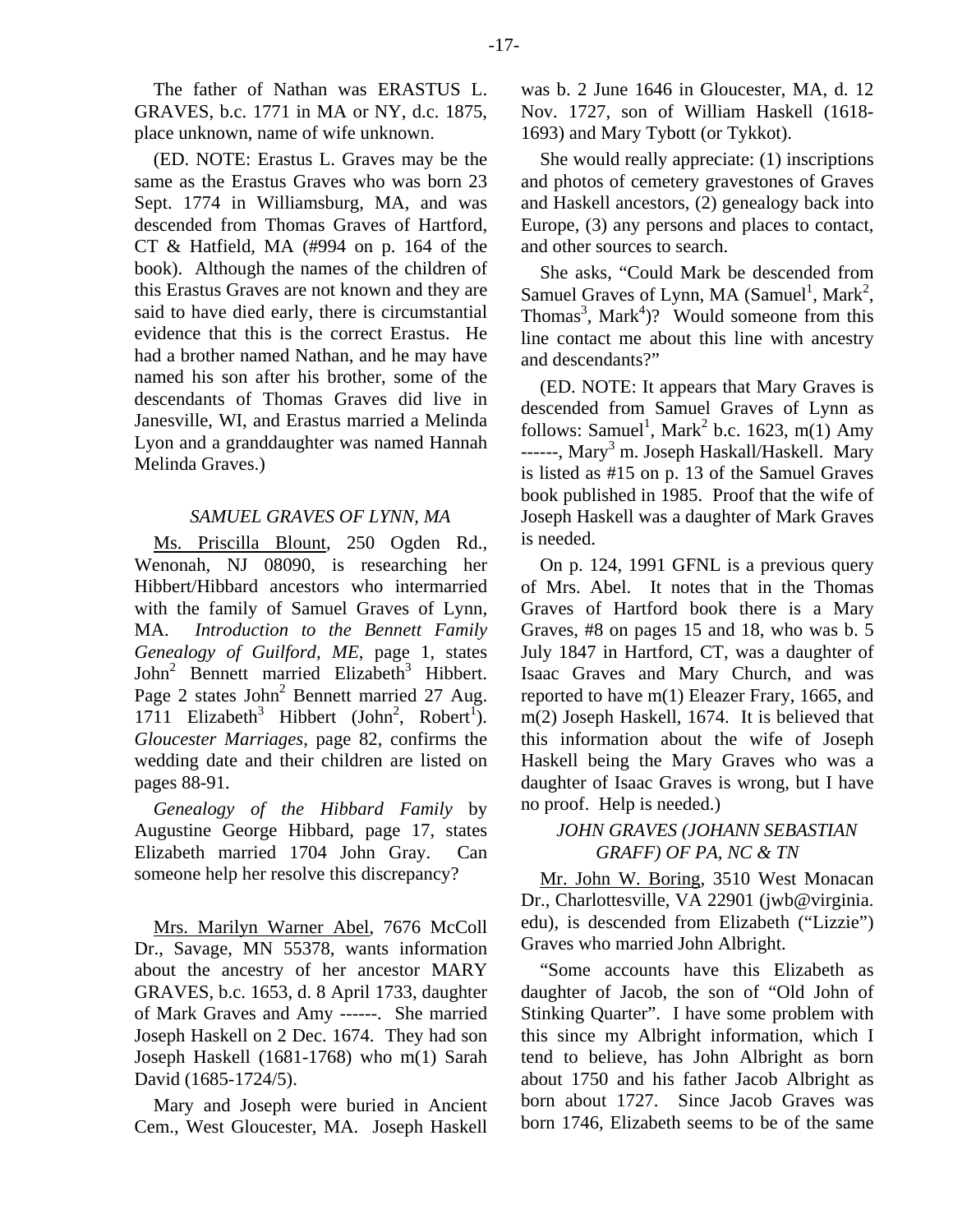The father of Nathan was ERASTUS L. GRAVES, b.c. 1771 in MA or NY, d.c. 1875, place unknown, name of wife unknown.

(ED. NOTE: Erastus L. Graves may be the same as the Erastus Graves who was born 23 Sept. 1774 in Williamsburg, MA, and was descended from Thomas Graves of Hartford, CT & Hatfield, MA (#994 on p. 164 of the book). Although the names of the children of this Erastus Graves are not known and they are said to have died early, there is circumstantial evidence that this is the correct Erastus. He had a brother named Nathan, and he may have named his son after his brother, some of the descendants of Thomas Graves did live in Janesville, WI, and Erastus married a Melinda Lyon and a granddaughter was named Hannah Melinda Graves.)

### *SAMUEL GRAVES OF LYNN, MA*

Ms. Priscilla Blount, 250 Ogden Rd., Wenonah, NJ 08090, is researching her Hibbert/Hibbard ancestors who intermarried with the family of Samuel Graves of Lynn, MA. *Introduction to the Bennett Family Genealogy of Guilford, ME*, page 1, states John[2] Bennett married Elizabeth[3] Hibbert. Page 2 states John[2] Bennett married 27 Aug. 1711 Elizabeth[3] Hibbert (John[2], Robert[1]). *Gloucester Marriages*, page 82, confirms the wedding date and their children are listed on pages 88-91.

*Genealogy of the Hibbard Family* by Augustine George Hibbard, page 17, states Elizabeth married 1704 John Gray. Can someone help her resolve this discrepancy?

Mrs. Marilyn Warner Abel, 7676 McColl Dr., Savage, MN 55378, wants information about the ancestry of her ancestor MARY GRAVES, b.c. 1653, d. 8 April 1733, daughter of Mark Graves and Amy ------. She married Joseph Haskell on 2 Dec. 1674. They had son Joseph Haskell (1681-1768) who m(1) Sarah David (1685-1724/5).

Mary and Joseph were buried in Ancient Cem., West Gloucester, MA. Joseph Haskell was b. 2 June 1646 in Gloucester, MA, d. 12 Nov. 1727, son of William Haskell (1618-1693) and Mary Tybott (or Tykkot).

She would really appreciate: (1) inscriptions and photos of cemetery gravestones of Graves and Haskell ancestors, (2) genealogy back into Europe, (3) any persons and places to contact, and other sources to search.

She asks, "Could Mark be descended from Samuel Graves of Lynn, MA (Samuel[1], Mark[2], Thomas[3], Mark[4])? Would someone from this line contact me about this line with ancestry and descendants?"

(ED. NOTE: It appears that Mary Graves is descended from Samuel Graves of Lynn as follows: Samuel[1], Mark[2] b.c. 1623, m(1) Amy ------, Mary[3] m. Joseph Haskall/Haskell. Mary is listed as #15 on p. 13 of the Samuel Graves book published in 1985. Proof that the wife of Joseph Haskell was a daughter of Mark Graves is needed.

On p. 124, 1991 GFNL is a previous query of Mrs. Abel. It notes that in the Thomas Graves of Hartford book there is a Mary Graves, #8 on pages 15 and 18, who was b. 5 July 1847 in Hartford, CT, was a daughter of Isaac Graves and Mary Church, and was reported to have m(1) Eleazer Frary, 1665, and m(2) Joseph Haskell, 1674. It is believed that this information about the wife of Joseph Haskell being the Mary Graves who was a daughter of Isaac Graves is wrong, but I have no proof. Help is needed.)

### *JOHN GRAVES (JOHANN SEBASTIAN GRAFF) OF PA, NC & TN*

Mr. John W. Boring, 3510 West Monacan Dr., Charlottesville, VA 22901 (jwb@virginia.edu), is descended from Elizabeth ("Lizzie") Graves who married John Albright.

"Some accounts have this Elizabeth as daughter of Jacob, the son of "Old John of Stinking Quarter". I have some problem with this since my Albright information, which I tend to believe, has John Albright as born about 1750 and his father Jacob Albright as born about 1727. Since Jacob Graves was born 1746, Elizabeth seems to be of the same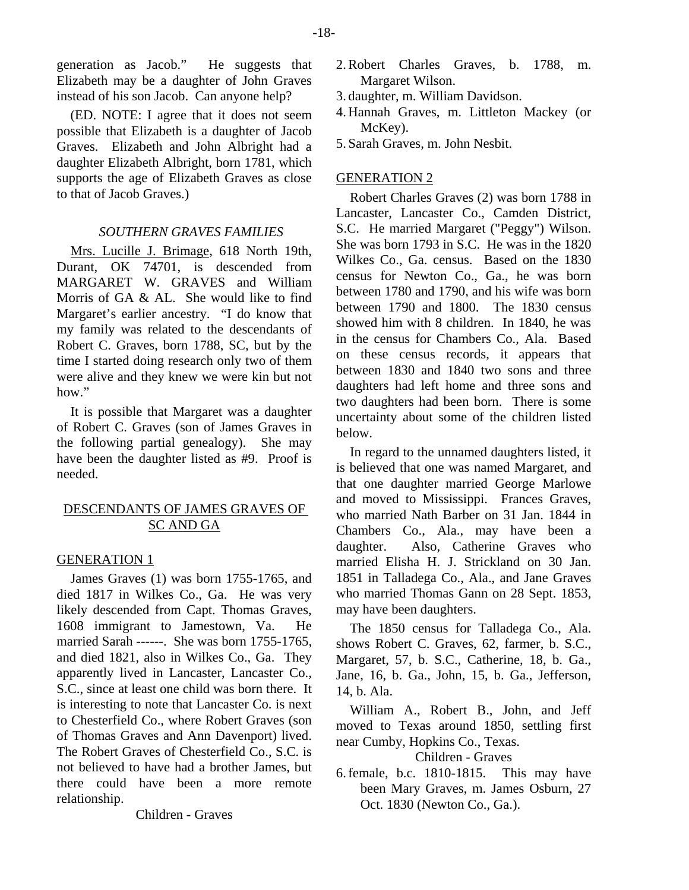generation as Jacob." He suggests that Elizabeth may be a daughter of John Graves instead of his son Jacob. Can anyone help?

(ED. NOTE: I agree that it does not seem possible that Elizabeth is a daughter of Jacob Graves. Elizabeth and John Albright had a daughter Elizabeth Albright, born 1781, which supports the age of Elizabeth Graves as close to that of Jacob Graves.)

### *SOUTHERN GRAVES FAMILIES*

Mrs. Lucille J. Brimage, 618 North 19th, Durant, OK 74701, is descended from MARGARET W. GRAVES and William Morris of GA & AL. She would like to find Margaret's earlier ancestry. "I do know that my family was related to the descendants of Robert C. Graves, born 1788, SC, but by the time I started doing research only two of them were alive and they knew we were kin but not how."

It is possible that Margaret was a daughter of Robert C. Graves (son of James Graves in the following partial genealogy). She may have been the daughter listed as #9. Proof is needed.

## DESCENDANTS OF JAMES GRAVES OF SC AND GA

### GENERATION 1

James Graves (1) was born 1755-1765, and died 1817 in Wilkes Co., Ga. He was very likely descended from Capt. Thomas Graves, 1608 immigrant to Jamestown, Va. He married Sarah ------. She was born 1755-1765, and died 1821, also in Wilkes Co., Ga. They apparently lived in Lancaster, Lancaster Co., S.C., since at least one child was born there. It is interesting to note that Lancaster Co. is next to Chesterfield Co., where Robert Graves (son of Thomas Graves and Ann Davenport) lived. The Robert Graves of Chesterfield Co., S.C. is not believed to have had a brother James, but there could have been a more remote relationship.

Children - Graves

2. Robert Charles Graves, b. 1788, m. Margaret Wilson.
3. daughter, m. William Davidson.
4. Hannah Graves, m. Littleton Mackey (or McKey).
5. Sarah Graves, m. John Nesbit.

### GENERATION 2

Robert Charles Graves (2) was born 1788 in Lancaster, Lancaster Co., Camden District, S.C. He married Margaret ("Peggy") Wilson. She was born 1793 in S.C. He was in the 1820 Wilkes Co., Ga. census. Based on the 1830 census for Newton Co., Ga., he was born between 1780 and 1790, and his wife was born between 1790 and 1800. The 1830 census showed him with 8 children. In 1840, he was in the census for Chambers Co., Ala. Based on these census records, it appears that between 1830 and 1840 two sons and three daughters had left home and three sons and two daughters had been born. There is some uncertainty about some of the children listed below.

In regard to the unnamed daughters listed, it is believed that one was named Margaret, and that one daughter married George Marlowe and moved to Mississippi. Frances Graves, who married Nath Barber on 31 Jan. 1844 in Chambers Co., Ala., may have been a daughter. Also, Catherine Graves who married Elisha H. J. Strickland on 30 Jan. 1851 in Talladega Co., Ala., and Jane Graves who married Thomas Gann on 28 Sept. 1853, may have been daughters.

The 1850 census for Talladega Co., Ala. shows Robert C. Graves, 62, farmer, b. S.C., Margaret, 57, b. S.C., Catherine, 18, b. Ga., Jane, 16, b. Ga., John, 15, b. Ga., Jefferson, 14, b. Ala.

William A., Robert B., John, and Jeff moved to Texas around 1850, settling first near Cumby, Hopkins Co., Texas.

Children - Graves

6. female, b.c. 1810-1815. This may have been Mary Graves, m. James Osburn, 27 Oct. 1830 (Newton Co., Ga.).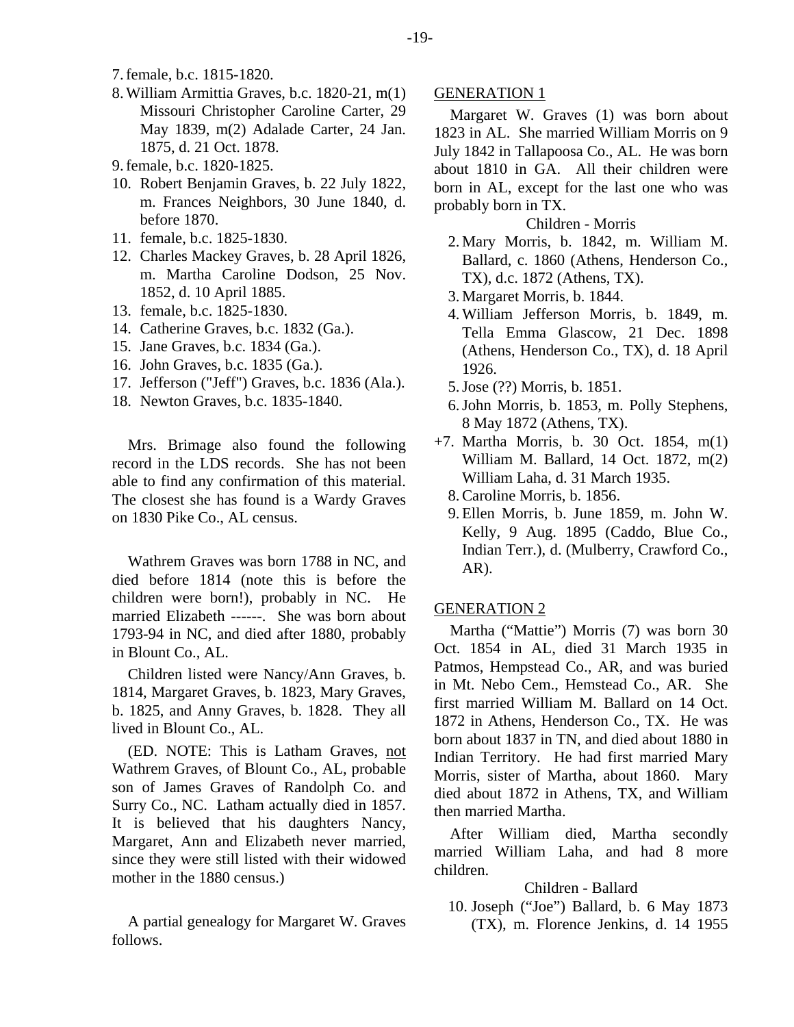7. female, b.c. 1815-1820.
8. William Armittia Graves, b.c. 1820-21, m(1) Missouri Christopher Caroline Carter, 29 May 1839, m(2) Adalade Carter, 24 Jan. 1875, d. 21 Oct. 1878.
9. female, b.c. 1820-1825.
10. Robert Benjamin Graves, b. 22 July 1822, m. Frances Neighbors, 30 June 1840, d. before 1870.
11. female, b.c. 1825-1830.
12. Charles Mackey Graves, b. 28 April 1826, m. Martha Caroline Dodson, 25 Nov. 1852, d. 10 April 1885.
13. female, b.c. 1825-1830.
14. Catherine Graves, b.c. 1832 (Ga.).
15. Jane Graves, b.c. 1834 (Ga.).
16. John Graves, b.c. 1835 (Ga.).
17. Jefferson ("Jeff") Graves, b.c. 1836 (Ala.).
18. Newton Graves, b.c. 1835-1840.

Mrs. Brimage also found the following record in the LDS records. She has not been able to find any confirmation of this material. The closest she has found is a Wardy Graves on 1830 Pike Co., AL census.

Wathrem Graves was born 1788 in NC, and died before 1814 (note this is before the children were born!), probably in NC. He married Elizabeth ------. She was born about 1793-94 in NC, and died after 1880, probably in Blount Co., AL.

Children listed were Nancy/Ann Graves, b. 1814, Margaret Graves, b. 1823, Mary Graves, b. 1825, and Anny Graves, b. 1828. They all lived in Blount Co., AL.

(ED. NOTE: This is Latham Graves, not Wathrem Graves, of Blount Co., AL, probable son of James Graves of Randolph Co. and Surry Co., NC. Latham actually died in 1857. It is believed that his daughters Nancy, Margaret, Ann and Elizabeth never married, since they were still listed with their widowed mother in the 1880 census.)

A partial genealogy for Margaret W. Graves follows.

GENERATION 1

Margaret W. Graves (1) was born about 1823 in AL. She married William Morris on 9 July 1842 in Tallapoosa Co., AL. He was born about 1810 in GA. All their children were born in AL, except for the last one who was probably born in TX.

Children - Morris

2. Mary Morris, b. 1842, m. William M. Ballard, c. 1860 (Athens, Henderson Co., TX), d.c. 1872 (Athens, TX).
3. Margaret Morris, b. 1844.
4. William Jefferson Morris, b. 1849, m. Tella Emma Glascow, 21 Dec. 1898 (Athens, Henderson Co., TX), d. 18 April 1926.
5. Jose (??) Morris, b. 1851.
6. John Morris, b. 1853, m. Polly Stephens, 8 May 1872 (Athens, TX).

+7. Martha Morris, b. 30 Oct. 1854, m(1) William M. Ballard, 14 Oct. 1872, m(2) William Laha, d. 31 March 1935.

8. Caroline Morris, b. 1856.
9. Ellen Morris, b. June 1859, m. John W. Kelly, 9 Aug. 1895 (Caddo, Blue Co., Indian Terr.), d. (Mulberry, Crawford Co., AR).

GENERATION 2

Martha ("Mattie") Morris (7) was born 30 Oct. 1854 in AL, died 31 March 1935 in Patmos, Hempstead Co., AR, and was buried in Mt. Nebo Cem., Hemstead Co., AR. She first married William M. Ballard on 14 Oct. 1872 in Athens, Henderson Co., TX. He was born about 1837 in TN, and died about 1880 in Indian Territory. He had first married Mary Morris, sister of Martha, about 1860. Mary died about 1872 in Athens, TX, and William then married Martha.

After William died, Martha secondly married William Laha, and had 8 more children.

Children - Ballard

10. Joseph ("Joe") Ballard, b. 6 May 1873 (TX), m. Florence Jenkins, d. 14 1955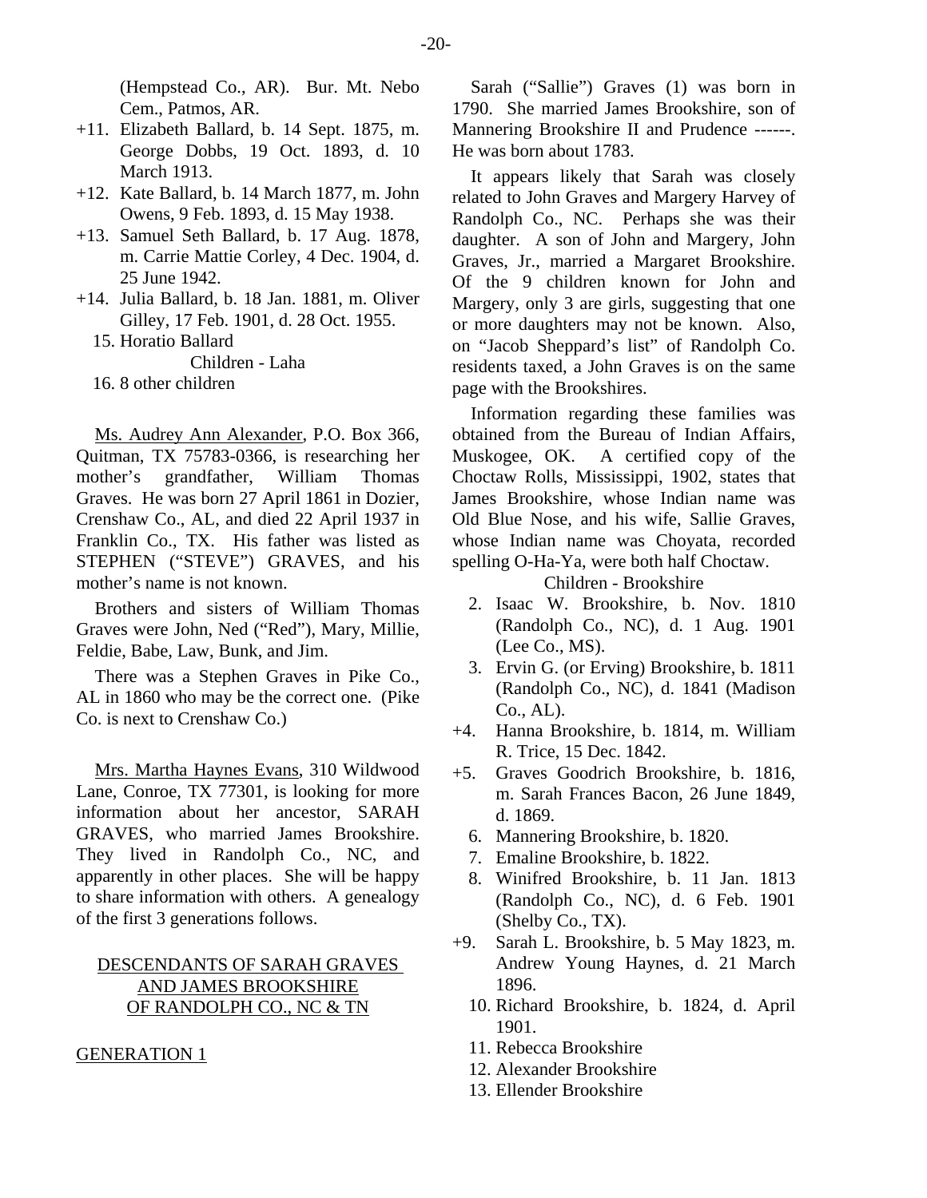(Hempstead Co., AR). Bur. Mt. Nebo Cem., Patmos, AR.

+11. Elizabeth Ballard, b. 14 Sept. 1875, m. George Dobbs, 19 Oct. 1893, d. 10 March 1913.

+12. Kate Ballard, b. 14 March 1877, m. John Owens, 9 Feb. 1893, d. 15 May 1938.

+13. Samuel Seth Ballard, b. 17 Aug. 1878, m. Carrie Mattie Corley, 4 Dec. 1904, d. 25 June 1942.

+14. Julia Ballard, b. 18 Jan. 1881, m. Oliver Gilley, 17 Feb. 1901, d. 28 Oct. 1955.

15. Horatio Ballard

Children - Laha

16. 8 other children

Ms. Audrey Ann Alexander, P.O. Box 366, Quitman, TX 75783-0366, is researching her mother's grandfather, William Thomas Graves. He was born 27 April 1861 in Dozier, Crenshaw Co., AL, and died 22 April 1937 in Franklin Co., TX. His father was listed as STEPHEN ("STEVE") GRAVES, and his mother's name is not known.

Brothers and sisters of William Thomas Graves were John, Ned ("Red"), Mary, Millie, Feldie, Babe, Law, Bunk, and Jim.

There was a Stephen Graves in Pike Co., AL in 1860 who may be the correct one. (Pike Co. is next to Crenshaw Co.)

Mrs. Martha Haynes Evans, 310 Wildwood Lane, Conroe, TX 77301, is looking for more information about her ancestor, SARAH GRAVES, who married James Brookshire. They lived in Randolph Co., NC, and apparently in other places. She will be happy to share information with others. A genealogy of the first 3 generations follows.

## DESCENDANTS OF SARAH GRAVES AND JAMES BROOKSHIRE OF RANDOLPH CO., NC & TN

### GENERATION 1

Sarah ("Sallie") Graves (1) was born in 1790. She married James Brookshire, son of Mannering Brookshire II and Prudence ------. He was born about 1783.

It appears likely that Sarah was closely related to John Graves and Margery Harvey of Randolph Co., NC. Perhaps she was their daughter. A son of John and Margery, John Graves, Jr., married a Margaret Brookshire. Of the 9 children known for John and Margery, only 3 are girls, suggesting that one or more daughters may not be known. Also, on "Jacob Sheppard's list" of Randolph Co. residents taxed, a John Graves is on the same page with the Brookshires.

Information regarding these families was obtained from the Bureau of Indian Affairs, Muskogee, OK. A certified copy of the Choctaw Rolls, Mississippi, 1902, states that James Brookshire, whose Indian name was Old Blue Nose, and his wife, Sallie Graves, whose Indian name was Choyata, recorded spelling O-Ha-Ya, were both half Choctaw.

Children - Brookshire

2. Isaac W. Brookshire, b. Nov. 1810 (Randolph Co., NC), d. 1 Aug. 1901 (Lee Co., MS).

3. Ervin G. (or Erving) Brookshire, b. 1811 (Randolph Co., NC), d. 1841 (Madison Co., AL).

+4. Hanna Brookshire, b. 1814, m. William R. Trice, 15 Dec. 1842.

+5. Graves Goodrich Brookshire, b. 1816, m. Sarah Frances Bacon, 26 June 1849, d. 1869.

6. Mannering Brookshire, b. 1820.

7. Emaline Brookshire, b. 1822.

8. Winifred Brookshire, b. 11 Jan. 1813 (Randolph Co., NC), d. 6 Feb. 1901 (Shelby Co., TX).

+9. Sarah L. Brookshire, b. 5 May 1823, m. Andrew Young Haynes, d. 21 March 1896.

10. Richard Brookshire, b. 1824, d. April 1901.

11. Rebecca Brookshire

12. Alexander Brookshire

13. Ellender Brookshire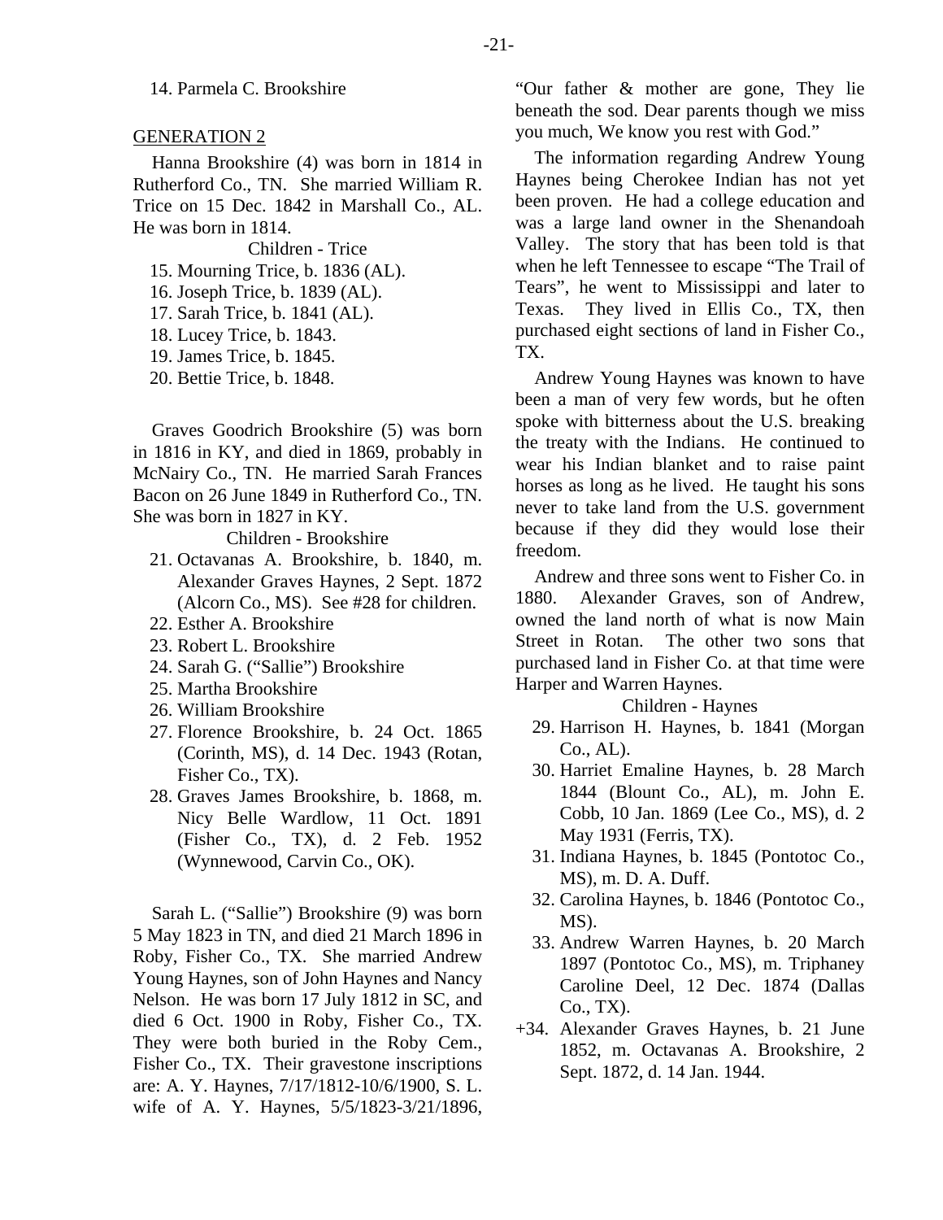14. Parmela C. Brookshire

## GENERATION 2

Hanna Brookshire (4) was born in 1814 in Rutherford Co., TN. She married William R. Trice on 15 Dec. 1842 in Marshall Co., AL. He was born in 1814.

Children - Trice

15. Mourning Trice, b. 1836 (AL).
16. Joseph Trice, b. 1839 (AL).
17. Sarah Trice, b. 1841 (AL).
18. Lucey Trice, b. 1843.
19. James Trice, b. 1845.
20. Bettie Trice, b. 1848.

Graves Goodrich Brookshire (5) was born in 1816 in KY, and died in 1869, probably in McNairy Co., TN. He married Sarah Frances Bacon on 26 June 1849 in Rutherford Co., TN. She was born in 1827 in KY.

Children - Brookshire

21. Octavanas A. Brookshire, b. 1840, m. Alexander Graves Haynes, 2 Sept. 1872 (Alcorn Co., MS). See #28 for children.
22. Esther A. Brookshire
23. Robert L. Brookshire
24. Sarah G. ("Sallie") Brookshire
25. Martha Brookshire
26. William Brookshire
27. Florence Brookshire, b. 24 Oct. 1865 (Corinth, MS), d. 14 Dec. 1943 (Rotan, Fisher Co., TX).
28. Graves James Brookshire, b. 1868, m. Nicy Belle Wardlow, 11 Oct. 1891 (Fisher Co., TX), d. 2 Feb. 1952 (Wynnewood, Carvin Co., OK).

Sarah L. ("Sallie") Brookshire (9) was born 5 May 1823 in TN, and died 21 March 1896 in Roby, Fisher Co., TX. She married Andrew Young Haynes, son of John Haynes and Nancy Nelson. He was born 17 July 1812 in SC, and died 6 Oct. 1900 in Roby, Fisher Co., TX. They were both buried in the Roby Cem., Fisher Co., TX. Their gravestone inscriptions are: A. Y. Haynes, 7/17/1812-10/6/1900, S. L. wife of A. Y. Haynes, 5/5/1823-3/21/1896, "Our father & mother are gone, They lie beneath the sod. Dear parents though we miss you much, We know you rest with God."

The information regarding Andrew Young Haynes being Cherokee Indian has not yet been proven. He had a college education and was a large land owner in the Shenandoah Valley. The story that has been told is that when he left Tennessee to escape "The Trail of Tears", he went to Mississippi and later to Texas. They lived in Ellis Co., TX, then purchased eight sections of land in Fisher Co., TX.

Andrew Young Haynes was known to have been a man of very few words, but he often spoke with bitterness about the U.S. breaking the treaty with the Indians. He continued to wear his Indian blanket and to raise paint horses as long as he lived. He taught his sons never to take land from the U.S. government because if they did they would lose their freedom.

Andrew and three sons went to Fisher Co. in 1880. Alexander Graves, son of Andrew, owned the land north of what is now Main Street in Rotan. The other two sons that purchased land in Fisher Co. at that time were Harper and Warren Haynes.

Children - Haynes

29. Harrison H. Haynes, b. 1841 (Morgan Co., AL).
30. Harriet Emaline Haynes, b. 28 March 1844 (Blount Co., AL), m. John E. Cobb, 10 Jan. 1869 (Lee Co., MS), d. 2 May 1931 (Ferris, TX).
31. Indiana Haynes, b. 1845 (Pontotoc Co., MS), m. D. A. Duff.
32. Carolina Haynes, b. 1846 (Pontotoc Co., MS).
33. Andrew Warren Haynes, b. 20 March 1897 (Pontotoc Co., MS), m. Triphaney Caroline Deel, 12 Dec. 1874 (Dallas Co., TX).

+34. Alexander Graves Haynes, b. 21 June 1852, m. Octavanas A. Brookshire, 2 Sept. 1872, d. 14 Jan. 1944.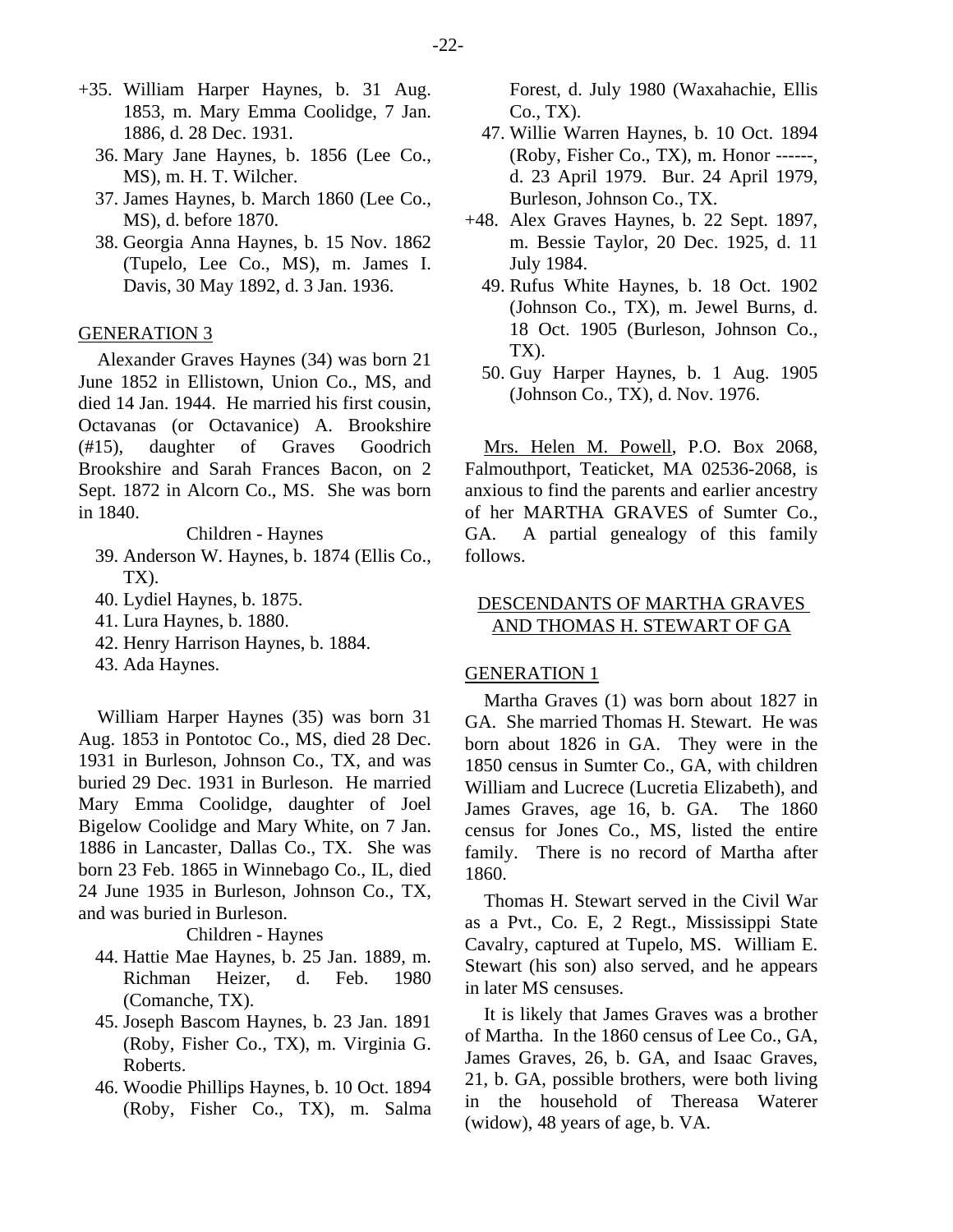+35. William Harper Haynes, b. 31 Aug. 1853, m. Mary Emma Coolidge, 7 Jan. 1886, d. 28 Dec. 1931.

36. Mary Jane Haynes, b. 1856 (Lee Co., MS), m. H. T. Wilcher.

37. James Haynes, b. March 1860 (Lee Co., MS), d. before 1870.

38. Georgia Anna Haynes, b. 15 Nov. 1862 (Tupelo, Lee Co., MS), m. James I. Davis, 30 May 1892, d. 3 Jan. 1936.

GENERATION 3

Alexander Graves Haynes (34) was born 21 June 1852 in Ellistown, Union Co., MS, and died 14 Jan. 1944. He married his first cousin, Octavanas (or Octavanice) A. Brookshire (#15), daughter of Graves Goodrich Brookshire and Sarah Frances Bacon, on 2 Sept. 1872 in Alcorn Co., MS. She was born in 1840.

Children - Haynes

39. Anderson W. Haynes, b. 1874 (Ellis Co., TX).
40. Lydiel Haynes, b. 1875.
41. Lura Haynes, b. 1880.
42. Henry Harrison Haynes, b. 1884.
43. Ada Haynes.

William Harper Haynes (35) was born 31 Aug. 1853 in Pontotoc Co., MS, died 28 Dec. 1931 in Burleson, Johnson Co., TX, and was buried 29 Dec. 1931 in Burleson. He married Mary Emma Coolidge, daughter of Joel Bigelow Coolidge and Mary White, on 7 Jan. 1886 in Lancaster, Dallas Co., TX. She was born 23 Feb. 1865 in Winnebago Co., IL, died 24 June 1935 in Burleson, Johnson Co., TX, and was buried in Burleson.

Children - Haynes

44. Hattie Mae Haynes, b. 25 Jan. 1889, m. Richman Heizer, d. Feb. 1980 (Comanche, TX).
45. Joseph Bascom Haynes, b. 23 Jan. 1891 (Roby, Fisher Co., TX), m. Virginia G. Roberts.
46. Woodie Phillips Haynes, b. 10 Oct. 1894 (Roby, Fisher Co., TX), m. Salma Forest, d. July 1980 (Waxahachie, Ellis Co., TX).
47. Willie Warren Haynes, b. 10 Oct. 1894 (Roby, Fisher Co., TX), m. Honor ------, d. 23 April 1979. Bur. 24 April 1979, Burleson, Johnson Co., TX.

+48. Alex Graves Haynes, b. 22 Sept. 1897, m. Bessie Taylor, 20 Dec. 1925, d. 11 July 1984.

49. Rufus White Haynes, b. 18 Oct. 1902 (Johnson Co., TX), m. Jewel Burns, d. 18 Oct. 1905 (Burleson, Johnson Co., TX).
50. Guy Harper Haynes, b. 1 Aug. 1905 (Johnson Co., TX), d. Nov. 1976.

Mrs. Helen M. Powell, P.O. Box 2068, Falmouthport, Teaticket, MA 02536-2068, is anxious to find the parents and earlier ancestry of her MARTHA GRAVES of Sumter Co., GA. A partial genealogy of this family follows.

## DESCENDANTS OF MARTHA GRAVES AND THOMAS H. STEWART OF GA

GENERATION 1

Martha Graves (1) was born about 1827 in GA. She married Thomas H. Stewart. He was born about 1826 in GA. They were in the 1850 census in Sumter Co., GA, with children William and Lucrece (Lucretia Elizabeth), and James Graves, age 16, b. GA. The 1860 census for Jones Co., MS, listed the entire family. There is no record of Martha after 1860.

Thomas H. Stewart served in the Civil War as a Pvt., Co. E, 2 Regt., Mississippi State Cavalry, captured at Tupelo, MS. William E. Stewart (his son) also served, and he appears in later MS censuses.

It is likely that James Graves was a brother of Martha. In the 1860 census of Lee Co., GA, James Graves, 26, b. GA, and Isaac Graves, 21, b. GA, possible brothers, were both living in the household of Thereasa Waterer (widow), 48 years of age, b. VA.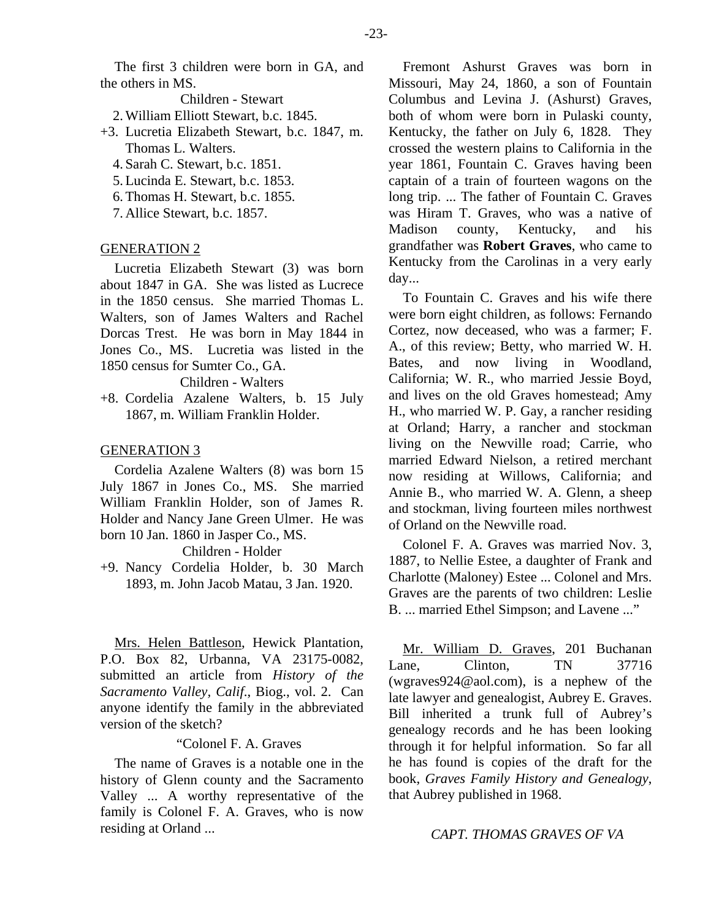The first 3 children were born in GA, and the others in MS.

Children - Stewart

2. William Elliott Stewart, b.c. 1845.
+3. Lucretia Elizabeth Stewart, b.c. 1847, m. Thomas L. Walters.
4. Sarah C. Stewart, b.c. 1851.
5. Lucinda E. Stewart, b.c. 1853.
6. Thomas H. Stewart, b.c. 1855.
7. Allice Stewart, b.c. 1857.

GENERATION 2

Lucretia Elizabeth Stewart (3) was born about 1847 in GA. She was listed as Lucrece in the 1850 census. She married Thomas L. Walters, son of James Walters and Rachel Dorcas Trest. He was born in May 1844 in Jones Co., MS. Lucretia was listed in the 1850 census for Sumter Co., GA.

Children - Walters

+8. Cordelia Azalene Walters, b. 15 July 1867, m. William Franklin Holder.

GENERATION 3

Cordelia Azalene Walters (8) was born 15 July 1867 in Jones Co., MS. She married William Franklin Holder, son of James R. Holder and Nancy Jane Green Ulmer. He was born 10 Jan. 1860 in Jasper Co., MS.

Children - Holder

+9. Nancy Cordelia Holder, b. 30 March 1893, m. John Jacob Matau, 3 Jan. 1920.

Mrs. Helen Battleson, Hewick Plantation, P.O. Box 82, Urbanna, VA 23175-0082, submitted an article from *History of the Sacramento Valley, Calif.*, Biog., vol. 2. Can anyone identify the family in the abbreviated version of the sketch?

"Colonel F. A. Graves

The name of Graves is a notable one in the history of Glenn county and the Sacramento Valley ... A worthy representative of the family is Colonel F. A. Graves, who is now residing at Orland ...

Fremont Ashurst Graves was born in Missouri, May 24, 1860, a son of Fountain Columbus and Levina J. (Ashurst) Graves, both of whom were born in Pulaski county, Kentucky, the father on July 6, 1828. They crossed the western plains to California in the year 1861, Fountain C. Graves having been captain of a train of fourteen wagons on the long trip. ... The father of Fountain C. Graves was Hiram T. Graves, who was a native of Madison county, Kentucky, and his grandfather was **Robert Graves**, who came to Kentucky from the Carolinas in a very early day...

To Fountain C. Graves and his wife there were born eight children, as follows: Fernando Cortez, now deceased, who was a farmer; F. A., of this review; Betty, who married W. H. Bates, and now living in Woodland, California; W. R., who married Jessie Boyd, and lives on the old Graves homestead; Amy H., who married W. P. Gay, a rancher residing at Orland; Harry, a rancher and stockman living on the Newville road; Carrie, who married Edward Nielson, a retired merchant now residing at Willows, California; and Annie B., who married W. A. Glenn, a sheep and stockman, living fourteen miles northwest of Orland on the Newville road.

Colonel F. A. Graves was married Nov. 3, 1887, to Nellie Estee, a daughter of Frank and Charlotte (Maloney) Estee ... Colonel and Mrs. Graves are the parents of two children: Leslie B. ... married Ethel Simpson; and Lavene ..."

Mr. William D. Graves, 201 Buchanan Lane, Clinton, TN 37716 (wgraves924@aol.com), is a nephew of the late lawyer and genealogist, Aubrey E. Graves. Bill inherited a trunk full of Aubrey's genealogy records and he has been looking through it for helpful information. So far all he has found is copies of the draft for the book, *Graves Family History and Genealogy*, that Aubrey published in 1968.

*CAPT. THOMAS GRAVES OF VA*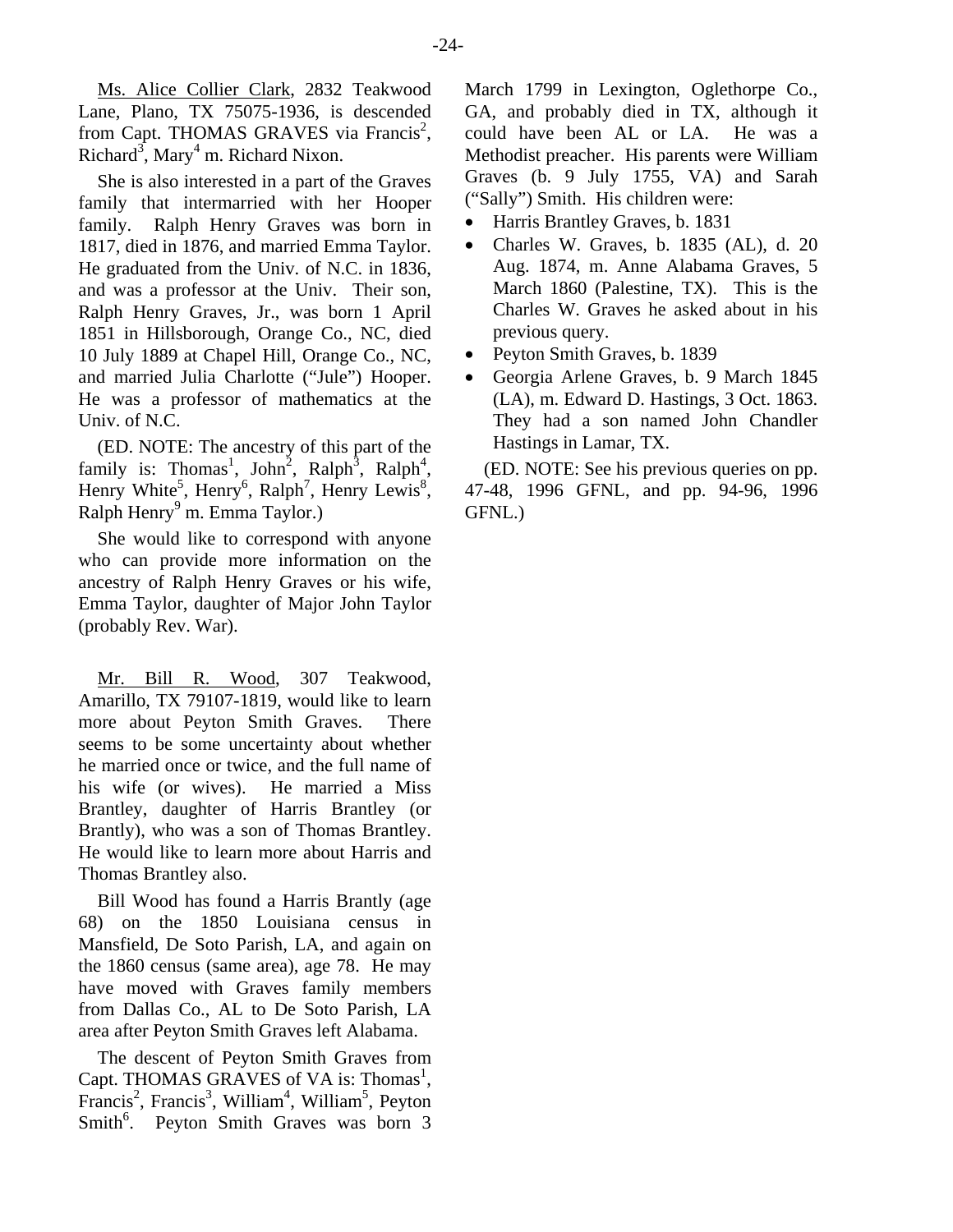Ms. Alice Collier Clark, 2832 Teakwood Lane, Plano, TX 75075-1936, is descended from Capt. THOMAS GRAVES via Francis$^2$, Richard$^3$, Mary$^4$ m. Richard Nixon.

She is also interested in a part of the Graves family that intermarried with her Hooper family. Ralph Henry Graves was born in 1817, died in 1876, and married Emma Taylor. He graduated from the Univ. of N.C. in 1836, and was a professor at the Univ. Their son, Ralph Henry Graves, Jr., was born 1 April 1851 in Hillsborough, Orange Co., NC, died 10 July 1889 at Chapel Hill, Orange Co., NC, and married Julia Charlotte ("Jule") Hooper. He was a professor of mathematics at the Univ. of N.C.

(ED. NOTE: The ancestry of this part of the family is: Thomas$^1$, John$^2$, Ralph$^3$, Ralph$^4$, Henry White$^5$, Henry$^6$, Ralph$^7$, Henry Lewis$^8$, Ralph Henry$^9$ m. Emma Taylor.)

She would like to correspond with anyone who can provide more information on the ancestry of Ralph Henry Graves or his wife, Emma Taylor, daughter of Major John Taylor (probably Rev. War).

Mr. Bill R. Wood, 307 Teakwood, Amarillo, TX 79107-1819, would like to learn more about Peyton Smith Graves. There seems to be some uncertainty about whether he married once or twice, and the full name of his wife (or wives). He married a Miss Brantley, daughter of Harris Brantley (or Brantly), who was a son of Thomas Brantley. He would like to learn more about Harris and Thomas Brantley also.

Bill Wood has found a Harris Brantly (age 68) on the 1850 Louisiana census in Mansfield, De Soto Parish, LA, and again on the 1860 census (same area), age 78. He may have moved with Graves family members from Dallas Co., AL to De Soto Parish, LA area after Peyton Smith Graves left Alabama.

The descent of Peyton Smith Graves from Capt. THOMAS GRAVES of VA is: Thomas$^1$, Francis$^2$, Francis$^3$, William$^4$, William$^5$, Peyton Smith$^6$. Peyton Smith Graves was born 3 March 1799 in Lexington, Oglethorpe Co., GA, and probably died in TX, although it could have been AL or LA. He was a Methodist preacher. His parents were William Graves (b. 9 July 1755, VA) and Sarah ("Sally") Smith. His children were:

- Harris Brantley Graves, b. 1831
- Charles W. Graves, b. 1835 (AL), d. 20 Aug. 1874, m. Anne Alabama Graves, 5 March 1860 (Palestine, TX). This is the Charles W. Graves he asked about in his previous query.
- Peyton Smith Graves, b. 1839
- Georgia Arlene Graves, b. 9 March 1845 (LA), m. Edward D. Hastings, 3 Oct. 1863. They had a son named John Chandler Hastings in Lamar, TX.

(ED. NOTE: See his previous queries on pp. 47-48, 1996 GFNL, and pp. 94-96, 1996 GFNL.)